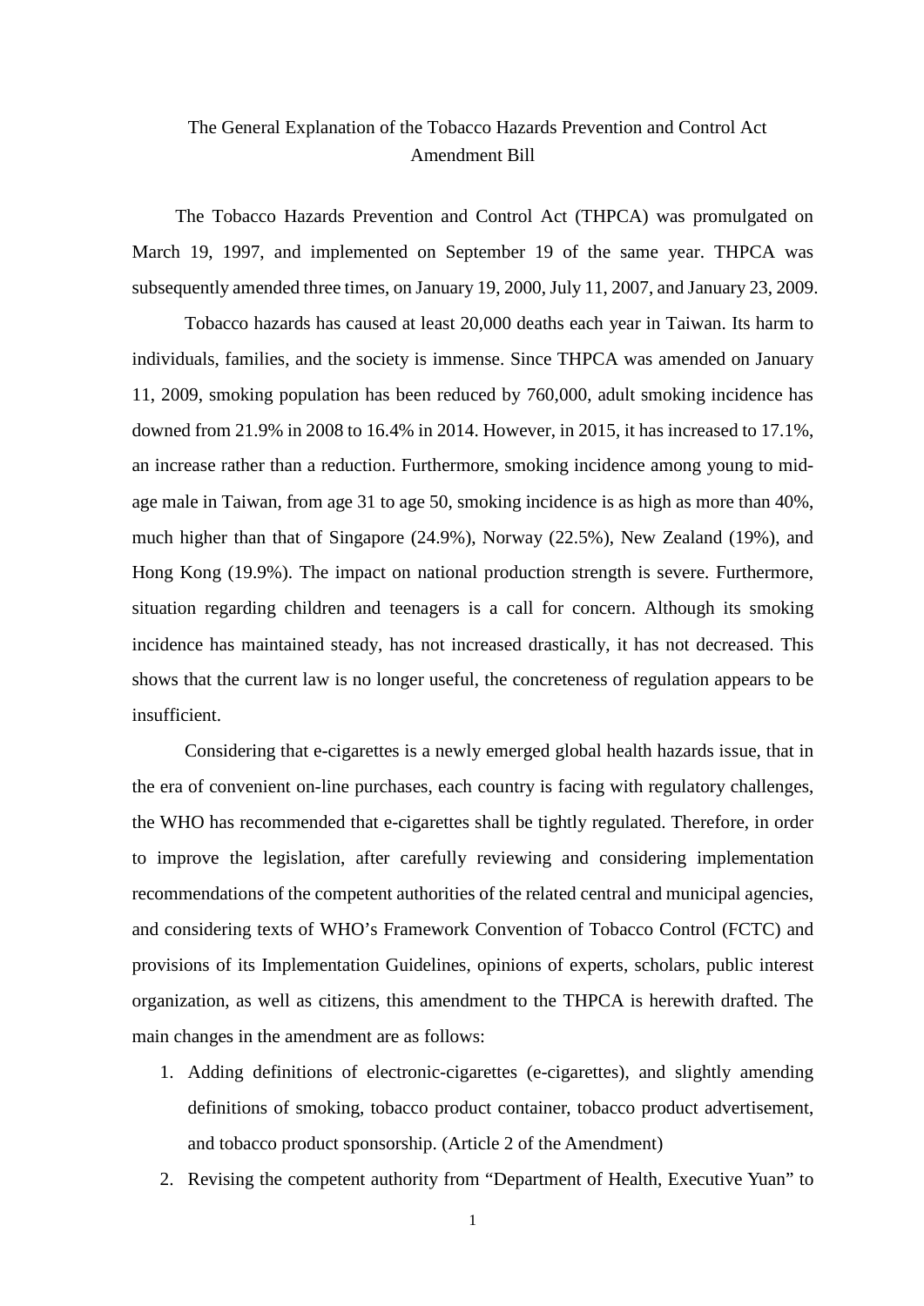# The General Explanation of the Tobacco Hazards Prevention and Control Act Amendment Bill

The Tobacco Hazards Prevention and Control Act (THPCA) was promulgated on March 19, 1997, and implemented on September 19 of the same year. THPCA was subsequently amended three times, on January 19, 2000, July 11, 2007, and January 23, 2009.

Tobacco hazards has caused at least 20,000 deaths each year in Taiwan. Its harm to individuals, families, and the society is immense. Since THPCA was amended on January 11, 2009, smoking population has been reduced by 760,000, adult smoking incidence has downed from 21.9% in 2008 to 16.4% in 2014. However, in 2015, it has increased to 17.1%, an increase rather than a reduction. Furthermore, smoking incidence among young to mid-age male in Taiwan, from age 31 to age 50, smoking incidence is as high as more than 40%, much higher than that of Singapore (24.9%), Norway (22.5%), New Zealand (19%), and Hong Kong (19.9%). The impact on national production strength is severe. Furthermore, situation regarding children and teenagers is a call for concern. Although its smoking incidence has maintained steady, has not increased drastically, it has not decreased. This shows that the current law is no longer useful, the concreteness of regulation appears to be insufficient.

Considering that e-cigarettes is a newly emerged global health hazards issue, that in the era of convenient on-line purchases, each country is facing with regulatory challenges, the WHO has recommended that e-cigarettes shall be tightly regulated. Therefore, in order to improve the legislation, after carefully reviewing and considering implementation recommendations of the competent authorities of the related central and municipal agencies, and considering texts of WHO's Framework Convention of Tobacco Control (FCTC) and provisions of its Implementation Guidelines, opinions of experts, scholars, public interest organization, as well as citizens, this amendment to the THPCA is herewith drafted. The main changes in the amendment are as follows:

1. Adding definitions of electronic-cigarettes (e-cigarettes), and slightly amending definitions of smoking, tobacco product container, tobacco product advertisement, and tobacco product sponsorship. (Article 2 of the Amendment)
2. Revising the competent authority from "Department of Health, Executive Yuan" to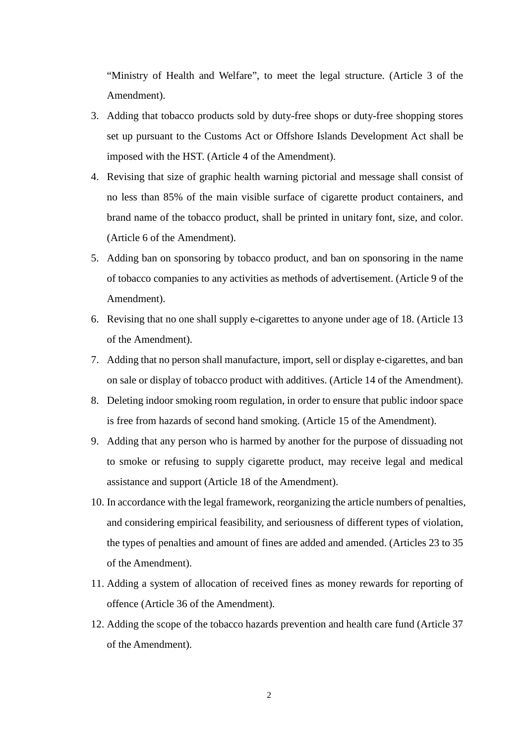"Ministry of Health and Welfare", to meet the legal structure. (Article 3 of the Amendment).

3. Adding that tobacco products sold by duty-free shops or duty-free shopping stores set up pursuant to the Customs Act or Offshore Islands Development Act shall be imposed with the HST. (Article 4 of the Amendment).
4. Revising that size of graphic health warning pictorial and message shall consist of no less than 85% of the main visible surface of cigarette product containers, and brand name of the tobacco product, shall be printed in unitary font, size, and color. (Article 6 of the Amendment).
5. Adding ban on sponsoring by tobacco product, and ban on sponsoring in the name of tobacco companies to any activities as methods of advertisement. (Article 9 of the Amendment).
6. Revising that no one shall supply e-cigarettes to anyone under age of 18. (Article 13 of the Amendment).
7. Adding that no person shall manufacture, import, sell or display e-cigarettes, and ban on sale or display of tobacco product with additives. (Article 14 of the Amendment).
8. Deleting indoor smoking room regulation, in order to ensure that public indoor space is free from hazards of second hand smoking. (Article 15 of the Amendment).
9. Adding that any person who is harmed by another for the purpose of dissuading not to smoke or refusing to supply cigarette product, may receive legal and medical assistance and support (Article 18 of the Amendment).
10. In accordance with the legal framework, reorganizing the article numbers of penalties, and considering empirical feasibility, and seriousness of different types of violation, the types of penalties and amount of fines are added and amended. (Articles 23 to 35 of the Amendment).
11. Adding a system of allocation of received fines as money rewards for reporting of offence (Article 36 of the Amendment).
12. Adding the scope of the tobacco hazards prevention and health care fund (Article 37 of the Amendment).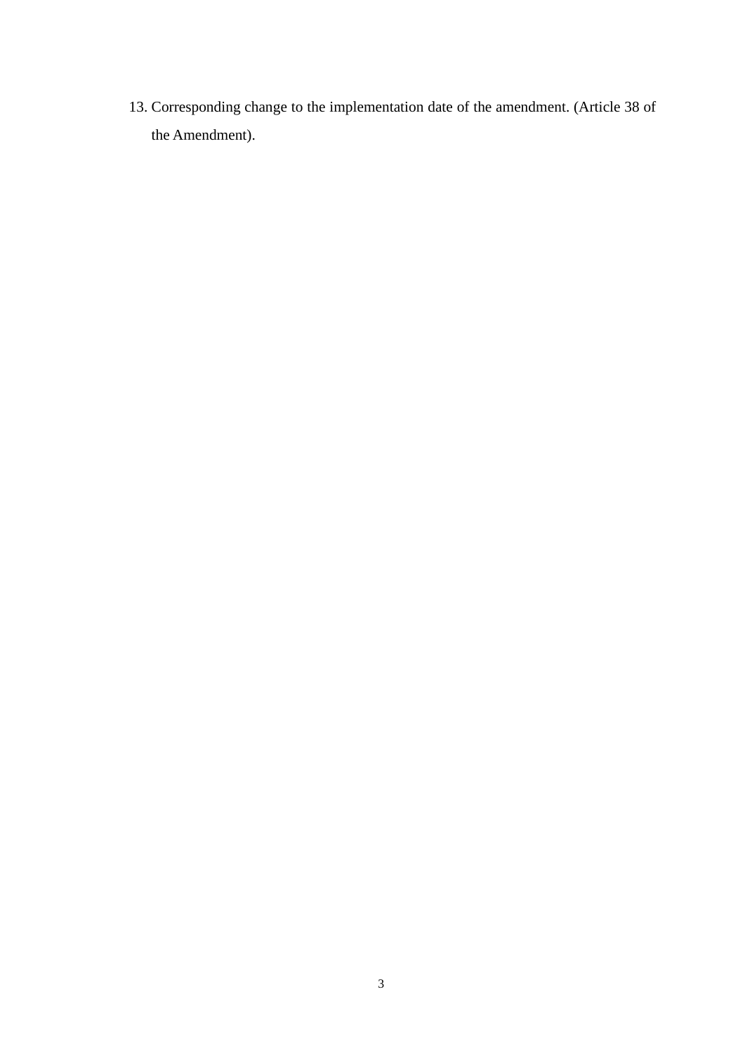13. Corresponding change to the implementation date of the amendment. (Article 38 of the Amendment).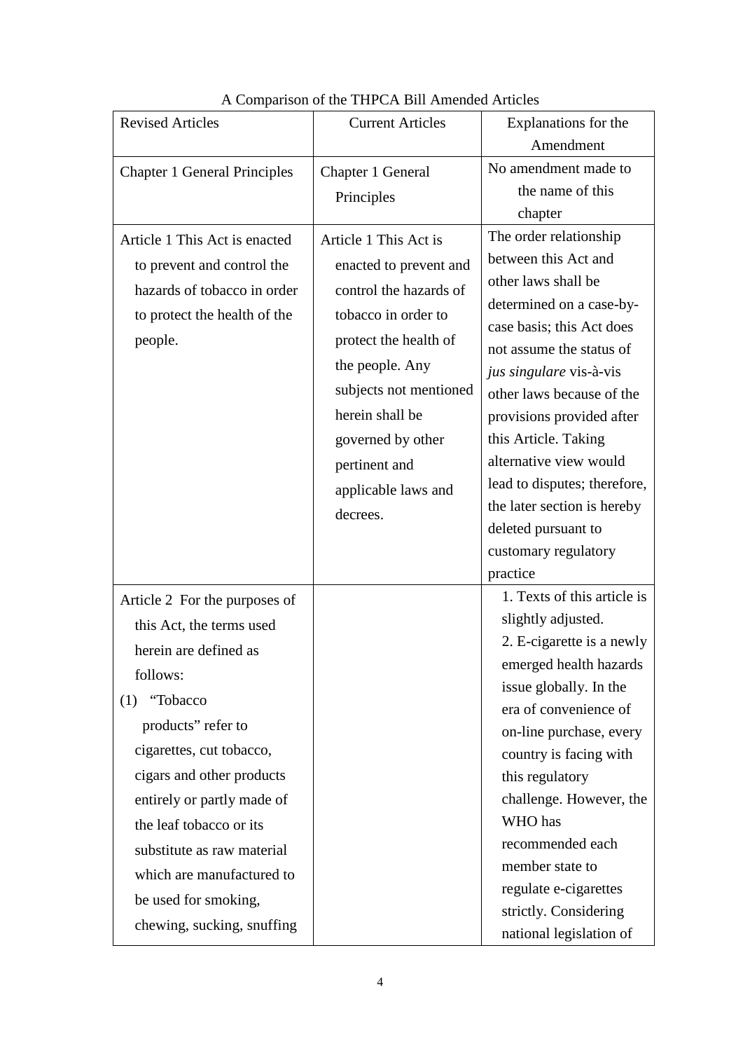A Comparison of the THPCA Bill Amended Articles

| Revised Articles | Current Articles | Explanations for the Amendment |
|---|---|---|
| Chapter 1 General Principles | Chapter 1 General Principles | No amendment made to the name of this chapter |
| Article 1 This Act is enacted to prevent and control the hazards of tobacco in order to protect the health of the people. | Article 1 This Act is enacted to prevent and control the hazards of tobacco in order to protect the health of the people. Any subjects not mentioned herein shall be governed by other pertinent and applicable laws and decrees. | The order relationship between this Act and other laws shall be determined on a case-by-case basis; this Act does not assume the status of *jus singulare* vis-à-vis other laws because of the provisions provided after this Article. Taking alternative view would lead to disputes; therefore, the later section is hereby deleted pursuant to customary regulatory practice |
| Article 2 For the purposes of this Act, the terms used herein are defined as follows:<br>(1) "Tobacco products" refer to cigarettes, cut tobacco, cigars and other products entirely or partly made of the leaf tobacco or its substitute as raw material which are manufactured to be used for smoking, chewing, sucking, snuffing | | 1. Texts of this article is slightly adjusted.<br>2. E-cigarette is a newly emerged health hazards issue globally. In the era of convenience of on-line purchase, every country is facing with this regulatory challenge. However, the WHO has recommended each member state to regulate e-cigarettes strictly. Considering national legislation of |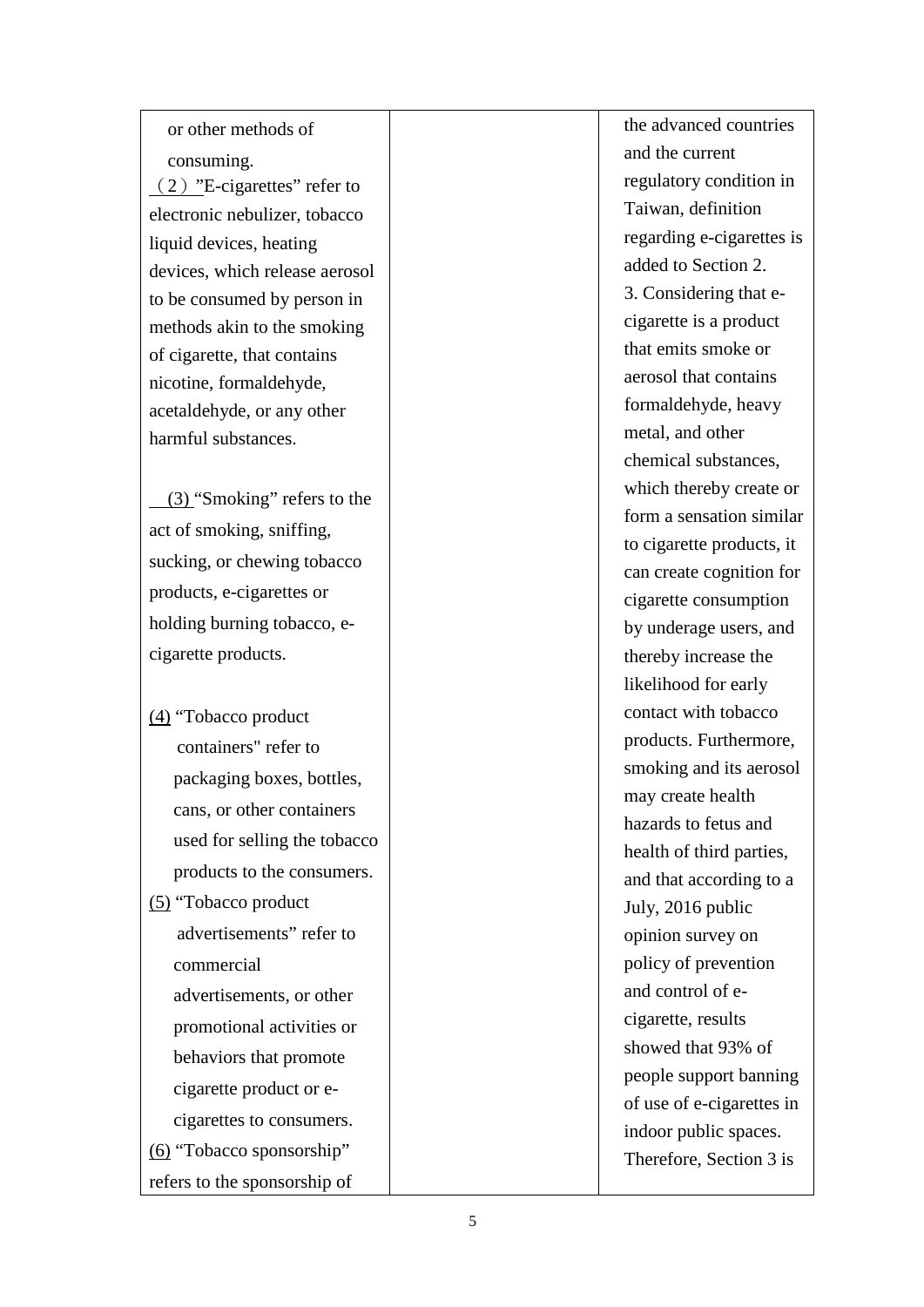| | | |
|---|---|---|
| or other methods of consuming.<br>（2）"E-cigarettes" refer to electronic nebulizer, tobacco liquid devices, heating devices, which release aerosol to be consumed by person in methods akin to the smoking of cigarette, that contains nicotine, formaldehyde, acetaldehyde, or any other harmful substances.<br><br>(3) "Smoking" refers to the act of smoking, sniffing, sucking, or chewing tobacco products, e-cigarettes or holding burning tobacco, e-cigarette products.<br><br>(4) "Tobacco product containers" refer to packaging boxes, bottles, cans, or other containers used for selling the tobacco products to the consumers.<br>(5) "Tobacco product advertisements" refer to commercial advertisements, or other promotional activities or behaviors that promote cigarette product or e-cigarettes to consumers.<br>(6) "Tobacco sponsorship" refers to the sponsorship of | | the advanced countries and the current regulatory condition in Taiwan, definition regarding e-cigarettes is added to Section 2.<br>3. Considering that e-cigarette is a product that emits smoke or aerosol that contains formaldehyde, heavy metal, and other chemical substances, which thereby create or form a sensation similar to cigarette products, it can create cognition for cigarette consumption by underage users, and thereby increase the likelihood for early contact with tobacco products. Furthermore, smoking and its aerosol may create health hazards to fetus and health of third parties, and that according to a July, 2016 public opinion survey on policy of prevention and control of e-cigarette, results showed that 93% of people support banning of use of e-cigarettes in indoor public spaces. Therefore, Section 3 is |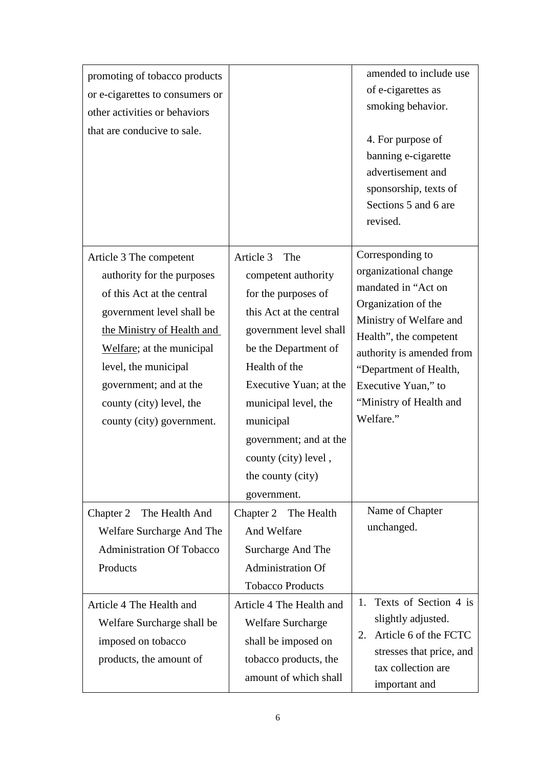| | | |
|---|---|---|
| promoting of tobacco products or e-cigarettes to consumers or other activities or behaviors that are conducive to sale. | | amended to include use of e-cigarettes as smoking behavior.<br><br>4. For purpose of banning e-cigarette advertisement and sponsorship, texts of Sections 5 and 6 are revised. |
| Article 3 The competent authority for the purposes of this Act at the central government level shall be <u>the Ministry of Health and Welfare</u>; at the municipal level, the municipal government; and at the county (city) level, the county (city) government. | Article 3 The competent authority for the purposes of this Act at the central government level shall be the Department of Health of the Executive Yuan; at the municipal level, the municipal government; and at the county (city) level , the county (city) government. | Corresponding to organizational change mandated in "Act on Organization of the Ministry of Welfare and Health", the competent authority is amended from "Department of Health, Executive Yuan," to "Ministry of Health and Welfare." |
| Chapter 2 The Health And Welfare Surcharge And The Administration Of Tobacco Products | Chapter 2 The Health And Welfare Surcharge And The Administration Of Tobacco Products | Name of Chapter unchanged. |
| Article 4 The Health and Welfare Surcharge shall be imposed on tobacco products, the amount of | Article 4 The Health and Welfare Surcharge shall be imposed on tobacco products, the amount of which shall | 1. Texts of Section 4 is slightly adjusted.<br>2. Article 6 of the FCTC stresses that price, and tax collection are important and |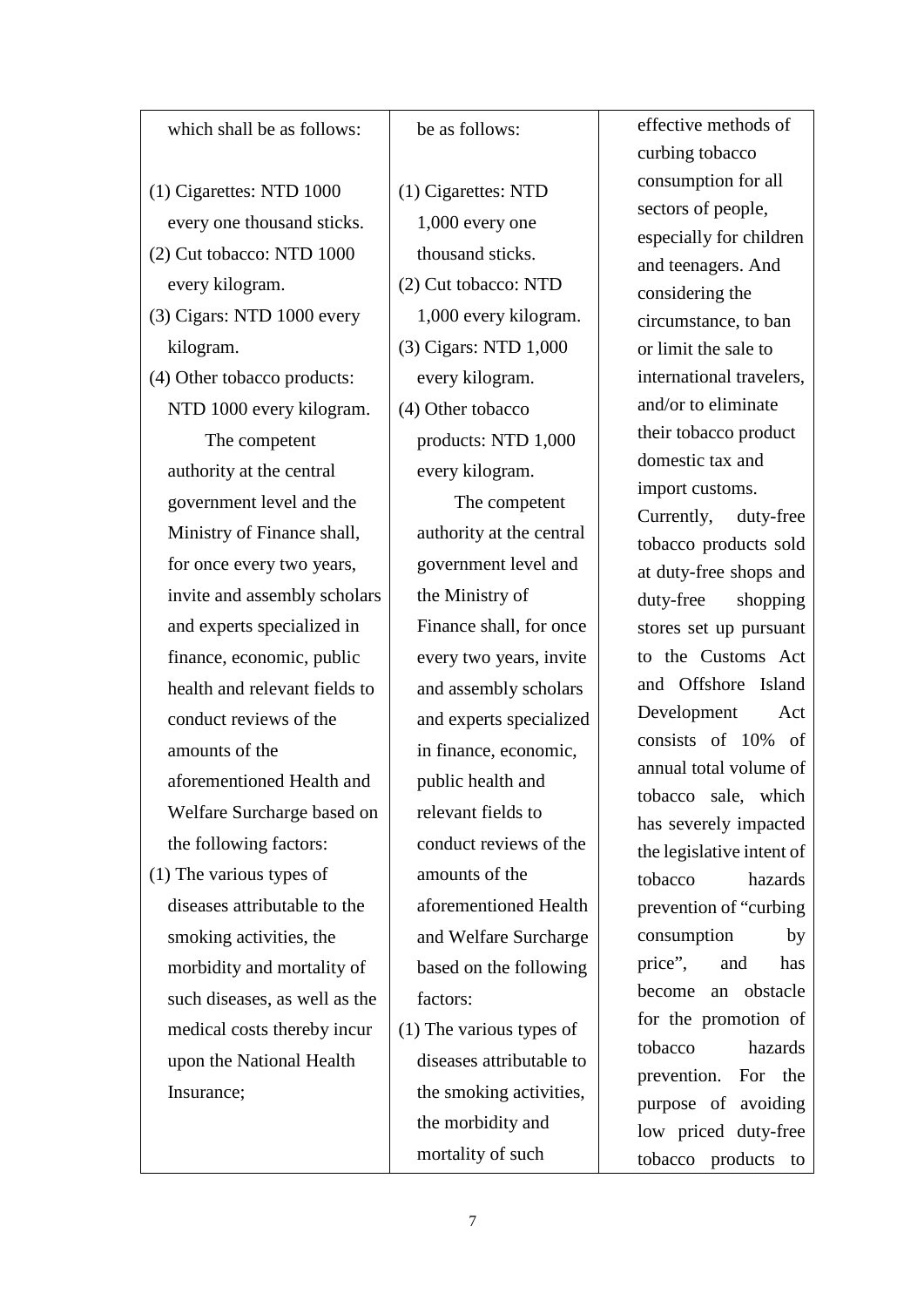| which shall be as follows:<br><br>(1) Cigarettes: NTD 1000 every one thousand sticks.<br>(2) Cut tobacco: NTD 1000 every kilogram.<br>(3) Cigars: NTD 1000 every kilogram.<br>(4) Other tobacco products: NTD 1000 every kilogram.<br>The competent authority at the central government level and the Ministry of Finance shall, for once every two years, invite and assembly scholars and experts specialized in finance, economic, public health and relevant fields to conduct reviews of the amounts of the aforementioned Health and Welfare Surcharge based on the following factors:<br>(1) The various types of diseases attributable to the smoking activities, the morbidity and mortality of such diseases, as well as the medical costs thereby incur upon the National Health Insurance; | be as follows:<br><br>(1) Cigarettes: NTD 1,000 every one thousand sticks.<br>(2) Cut tobacco: NTD 1,000 every kilogram.<br>(3) Cigars: NTD 1,000 every kilogram.<br>(4) Other tobacco products: NTD 1,000 every kilogram.<br>The competent authority at the central government level and the Ministry of Finance shall, for once every two years, invite and assembly scholars and experts specialized in finance, economic, public health and relevant fields to conduct reviews of the amounts of the aforementioned Health and Welfare Surcharge based on the following factors:<br>(1) The various types of diseases attributable to the smoking activities, the morbidity and mortality of such | effective methods of curbing tobacco consumption for all sectors of people, especially for children and teenagers. And considering the circumstance, to ban or limit the sale to international travelers, and/or to eliminate their tobacco product domestic tax and import customs.<br>Currently, duty-free tobacco products sold at duty-free shops and duty-free shopping stores set up pursuant to the Customs Act and Offshore Island Development Act consists of 10% of annual total volume of tobacco sale, which has severely impacted the legislative intent of tobacco hazards prevention of "curbing consumption by price", and has become an obstacle for the promotion of tobacco hazards prevention. For the purpose of avoiding low priced duty-free tobacco products to |
|---|---|---|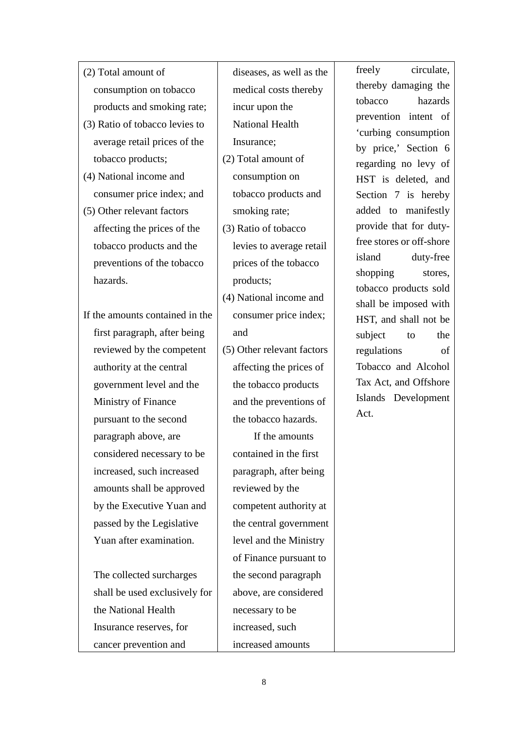| | | |
|---|---|---|
| (2) Total amount of consumption on tobacco products and smoking rate;<br>(3) Ratio of tobacco levies to average retail prices of the tobacco products;<br>(4) National income and consumer price index; and<br>(5) Other relevant factors affecting the prices of the tobacco products and the preventions of the tobacco hazards.<br><br>If the amounts contained in the first paragraph, after being reviewed by the competent authority at the central government level and the Ministry of Finance pursuant to the second paragraph above, are considered necessary to be increased, such increased amounts shall be approved by the Executive Yuan and passed by the Legislative Yuan after examination.<br><br>The collected surcharges shall be used exclusively for the National Health Insurance reserves, for cancer prevention and | diseases, as well as the medical costs thereby incur upon the National Health Insurance;<br>(2) Total amount of consumption on tobacco products and smoking rate;<br>(3) Ratio of tobacco levies to average retail prices of the tobacco products;<br>(4) National income and consumer price index; and<br>(5) Other relevant factors affecting the prices of the tobacco products and the preventions of the tobacco hazards.<br>If the amounts contained in the first paragraph, after being reviewed by the competent authority at the central government level and the Ministry of Finance pursuant to the second paragraph above, are considered necessary to be increased, such increased amounts | freely circulate, thereby damaging the tobacco hazards prevention intent of 'curbing consumption by price,' Section 6 regarding no levy of HST is deleted, and Section 7 is hereby added to manifestly provide that for duty-free stores or off-shore island duty-free shopping stores, tobacco products sold shall be imposed with HST, and shall not be subject to the regulations of Tobacco and Alcohol Tax Act, and Offshore Islands Development Act. |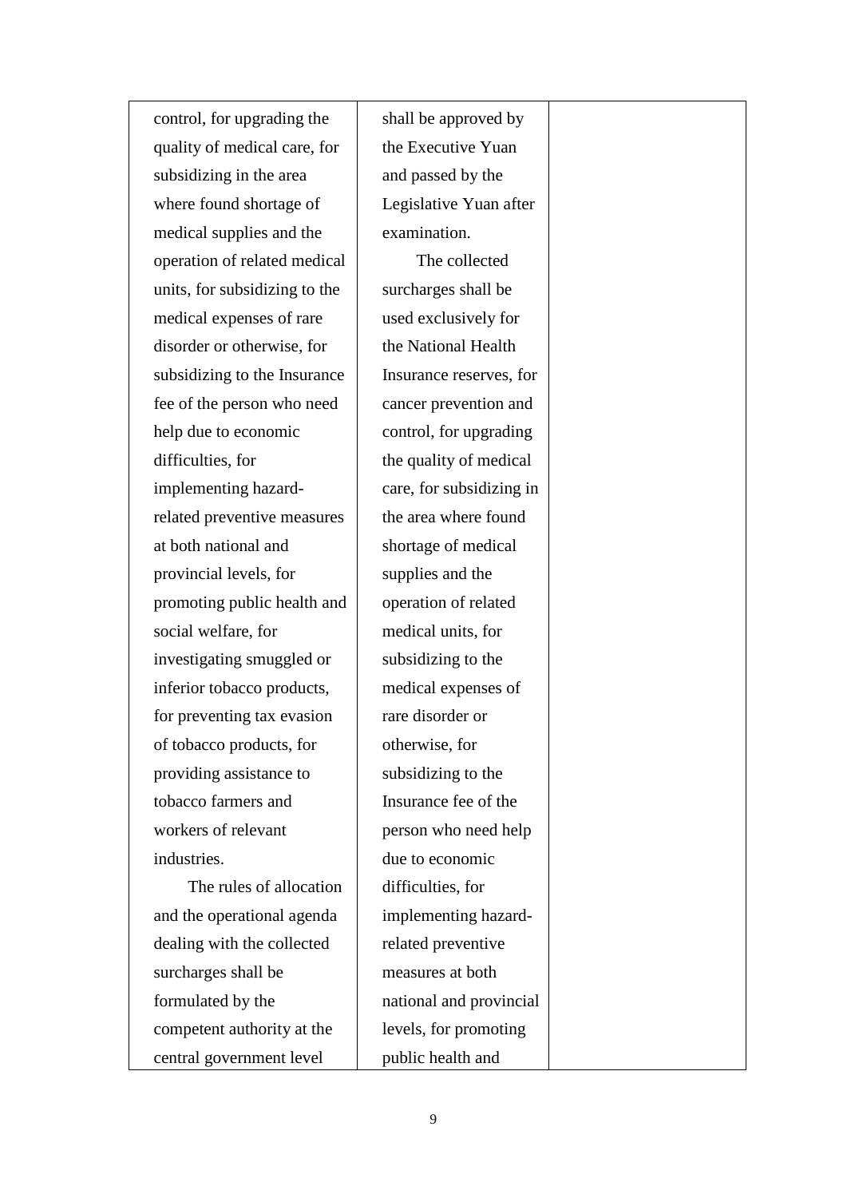| | | |
|---|---|---|
| control, for upgrading the quality of medical care, for subsidizing in the area where found shortage of medical supplies and the operation of related medical units, for subsidizing to the medical expenses of rare disorder or otherwise, for subsidizing to the Insurance fee of the person who need help due to economic difficulties, for implementing hazard-related preventive measures at both national and provincial levels, for promoting public health and social welfare, for investigating smuggled or inferior tobacco products, for preventing tax evasion of tobacco products, for providing assistance to tobacco farmers and workers of relevant industries.<br><br>The rules of allocation and the operational agenda dealing with the collected surcharges shall be formulated by the competent authority at the central government level | shall be approved by the Executive Yuan and passed by the Legislative Yuan after examination.<br><br>The collected surcharges shall be used exclusively for the National Health Insurance reserves, for cancer prevention and control, for upgrading the quality of medical care, for subsidizing in the area where found shortage of medical supplies and the operation of related medical units, for subsidizing to the medical expenses of rare disorder or otherwise, for subsidizing to the Insurance fee of the person who need help due to economic difficulties, for implementing hazard-related preventive measures at both national and provincial levels, for promoting public health and | |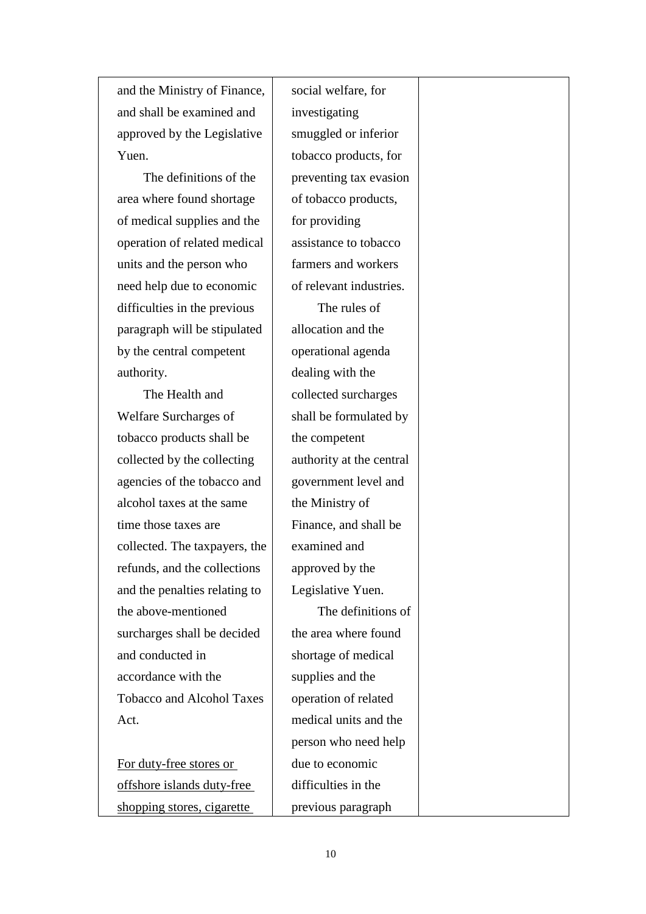| | | |
|---|---|---|
| and the Ministry of Finance, and shall be examined and approved by the Legislative Yuen.<br><br>The definitions of the area where found shortage of medical supplies and the operation of related medical units and the person who need help due to economic difficulties in the previous paragraph will be stipulated by the central competent authority.<br><br>The Health and Welfare Surcharges of tobacco products shall be collected by the collecting agencies of the tobacco and alcohol taxes at the same time those taxes are collected. The taxpayers, the refunds, and the collections and the penalties relating to the above-mentioned surcharges shall be decided and conducted in accordance with the Tobacco and Alcohol Taxes Act.<br><br><u>For duty-free stores or offshore islands duty-free shopping stores, cigarette</u> | social welfare, for investigating smuggled or inferior tobacco products, for preventing tax evasion of tobacco products, for providing assistance to tobacco farmers and workers of relevant industries.<br><br>The rules of allocation and the operational agenda dealing with the collected surcharges shall be formulated by the competent authority at the central government level and the Ministry of Finance, and shall be examined and approved by the Legislative Yuen.<br><br>The definitions of the area where found shortage of medical supplies and the operation of related medical units and the person who need help due to economic difficulties in the previous paragraph | |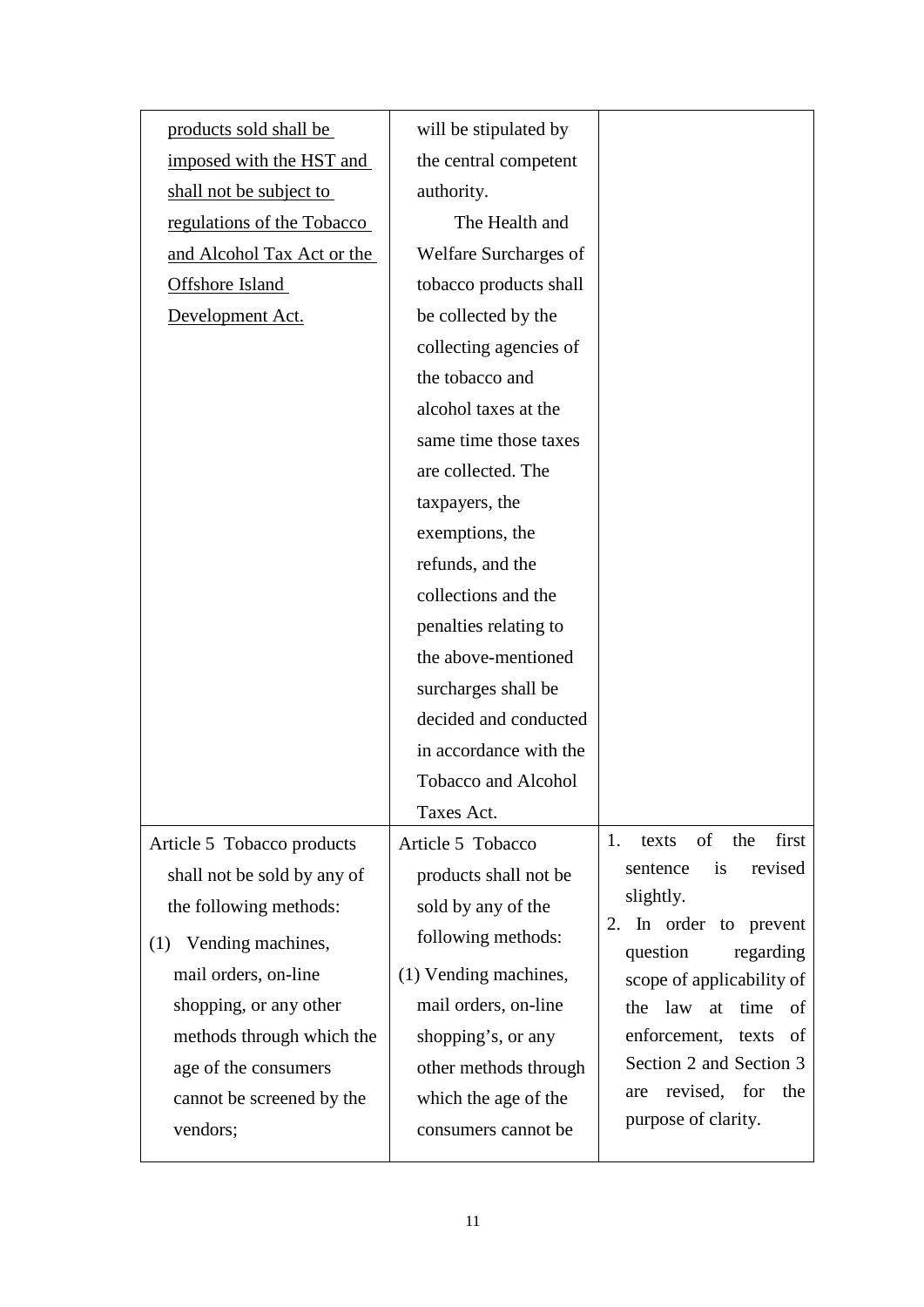| | | |
|---|---|---|
| <u>products sold shall be imposed with the HST and shall not be subject to regulations of the Tobacco and Alcohol Tax Act or the Offshore Island Development Act.</u> | will be stipulated by the central competent authority.<br>The Health and Welfare Surcharges of tobacco products shall be collected by the collecting agencies of the tobacco and alcohol taxes at the same time those taxes are collected. The taxpayers, the exemptions, the refunds, and the collections and the penalties relating to the above-mentioned surcharges shall be decided and conducted in accordance with the Tobacco and Alcohol Taxes Act. | |
| Article 5 Tobacco products shall not be sold by any of the following methods:<br>(1) Vending machines, mail orders, on-line shopping, or any other methods through which the age of the consumers cannot be screened by the vendors; | Article 5 Tobacco products shall not be sold by any of the following methods:<br>(1) Vending machines, mail orders, on-line shopping's, or any other methods through which the age of the consumers cannot be | 1. texts of the first sentence is revised slightly.<br>2. In order to prevent question regarding scope of applicability of the law at time of enforcement, texts of Section 2 and Section 3 are revised, for the purpose of clarity. |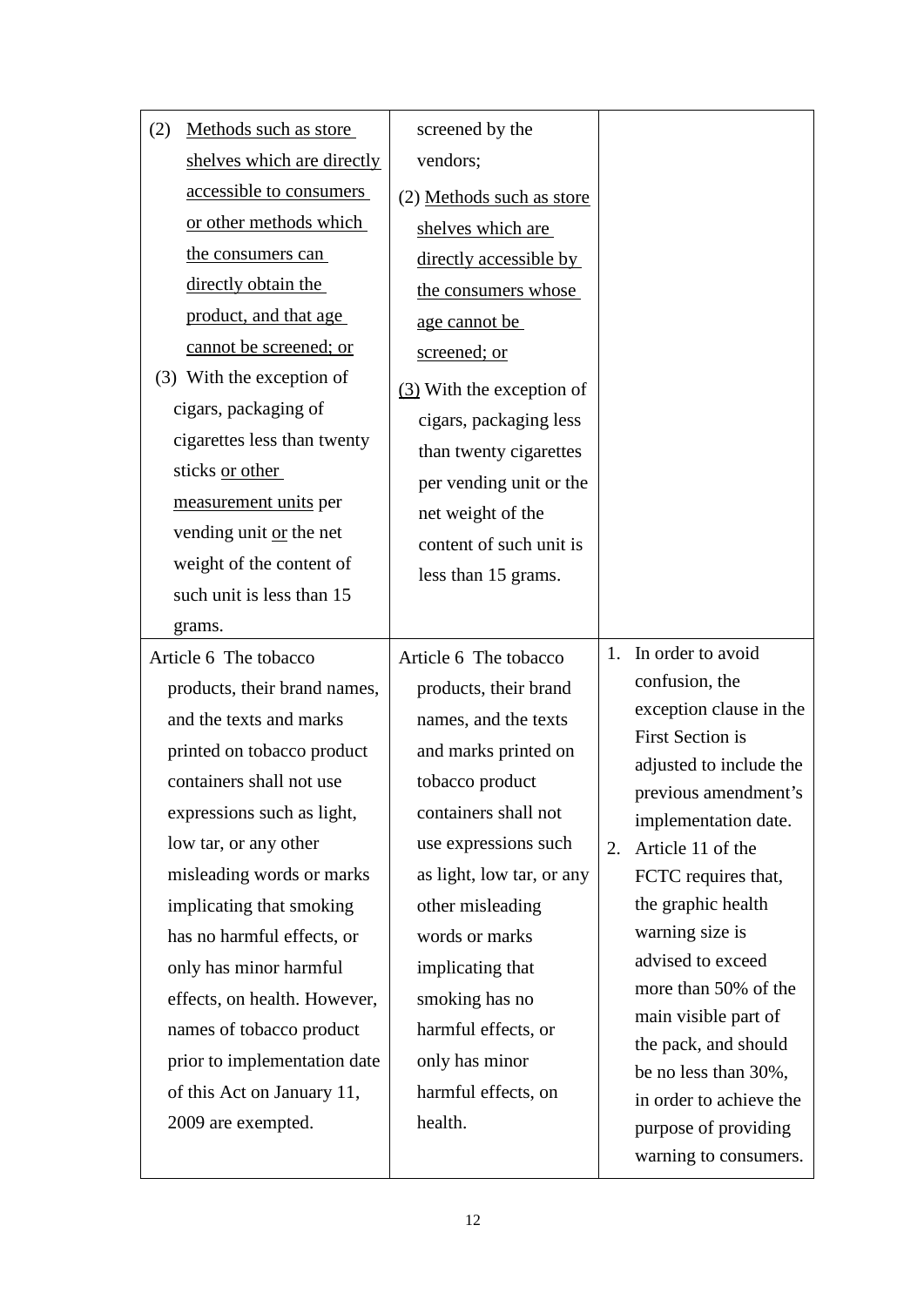| | | |
|---|---|---|
| (2) <u>Methods such as store shelves which are directly accessible to consumers or other methods which the consumers can directly obtain the product, and that age cannot be screened; or</u><br>(3) With the exception of cigars, packaging of cigarettes less than twenty sticks <u>or other measurement units</u> per vending unit <u>or</u> the net weight of the content of such unit is less than 15 grams. | screened by the vendors;<br>(2) <u>Methods such as store shelves which are directly accessible by the consumers whose age cannot be screened; or</u><br><u>(3)</u> With the exception of cigars, packaging less than twenty cigarettes per vending unit or the net weight of the content of such unit is less than 15 grams. | |
| Article 6 The tobacco products, their brand names, and the texts and marks printed on tobacco product containers shall not use expressions such as light, low tar, or any other misleading words or marks implicating that smoking has no harmful effects, or only has minor harmful effects, on health. However, names of tobacco product prior to implementation date of this Act on January 11, 2009 are exempted. | Article 6 The tobacco products, their brand names, and the texts and marks printed on tobacco product containers shall not use expressions such as light, low tar, or any other misleading words or marks implicating that smoking has no harmful effects, or only has minor harmful effects, on health. | 1. In order to avoid confusion, the exception clause in the First Section is adjusted to include the previous amendment's implementation date.<br>2. Article 11 of the FCTC requires that, the graphic health warning size is advised to exceed more than 50% of the main visible part of the pack, and should be no less than 30%, in order to achieve the purpose of providing warning to consumers. |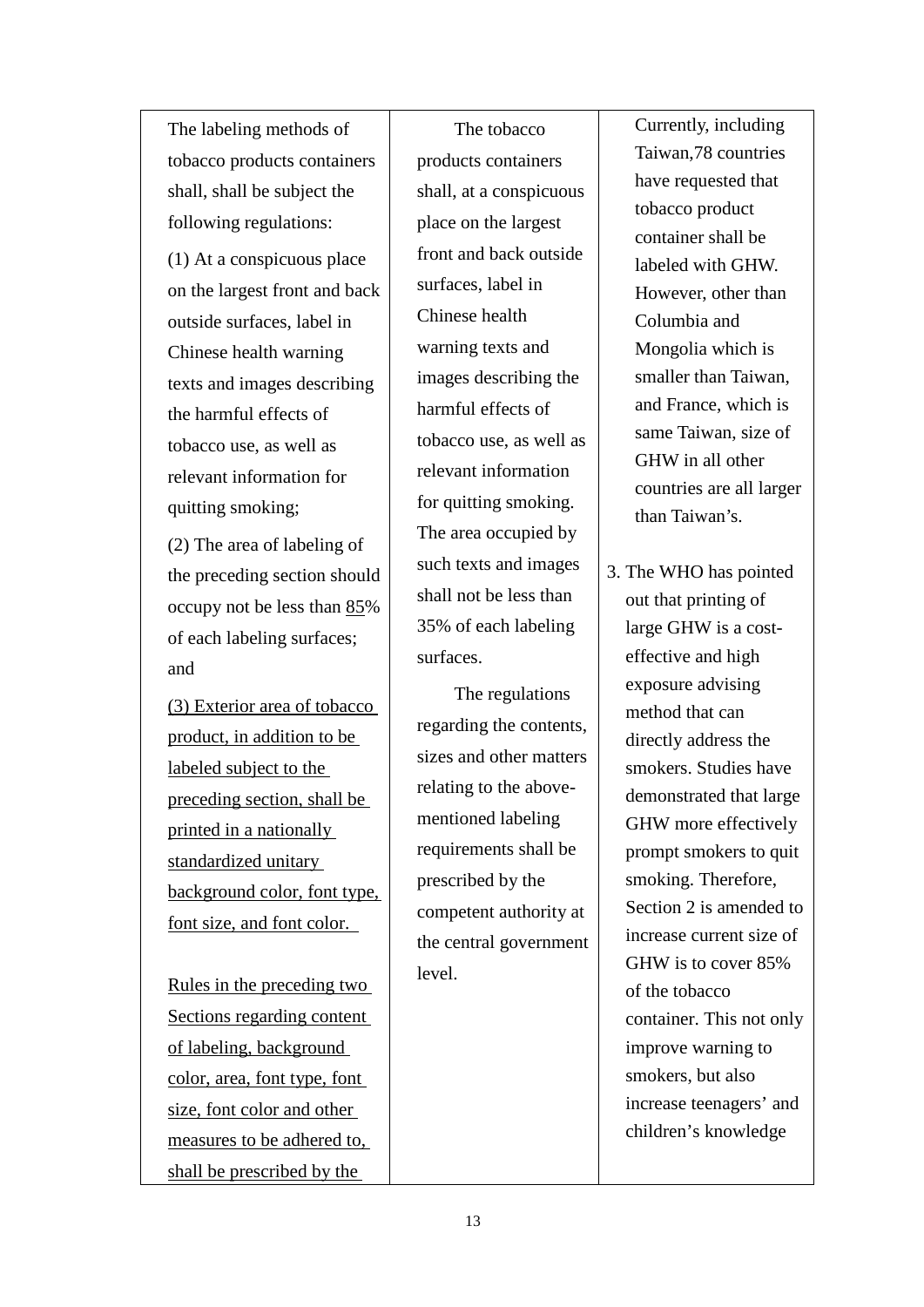| The labeling methods of tobacco products containers shall, shall be subject the following regulations:<br>(1) At a conspicuous place on the largest front and back outside surfaces, label in Chinese health warning texts and images describing the harmful effects of tobacco use, as well as relevant information for quitting smoking;<br>(2) The area of labeling of the preceding section should occupy not be less than 85% of each labeling surfaces; and<br>(3) Exterior area of tobacco product, in addition to be labeled subject to the preceding section, shall be printed in a nationally standardized unitary background color, font type, font size, and font color.<br><br>Rules in the preceding two Sections regarding content of labeling, background color, area, font type, font size, font color and other measures to be adhered to, shall be prescribed by the | The tobacco products containers shall, at a conspicuous place on the largest front and back outside surfaces, label in Chinese health warning texts and images describing the harmful effects of tobacco use, as well as relevant information for quitting smoking. The area occupied by such texts and images shall not be less than 35% of each labeling surfaces.<br>The regulations regarding the contents, sizes and other matters relating to the above-mentioned labeling requirements shall be prescribed by the competent authority at the central government level. | Currently, including Taiwan,78 countries have requested that tobacco product container shall be labeled with GHW. However, other than Columbia and Mongolia which is smaller than Taiwan, and France, which is same Taiwan, size of GHW in all other countries are all larger than Taiwan's.<br><br>3. The WHO has pointed out that printing of large GHW is a cost-effective and high exposure advising method that can directly address the smokers. Studies have demonstrated that large GHW more effectively prompt smokers to quit smoking. Therefore, Section 2 is amended to increase current size of GHW is to cover 85% of the tobacco container. This not only improve warning to smokers, but also increase teenagers' and children's knowledge |
|---|---|---|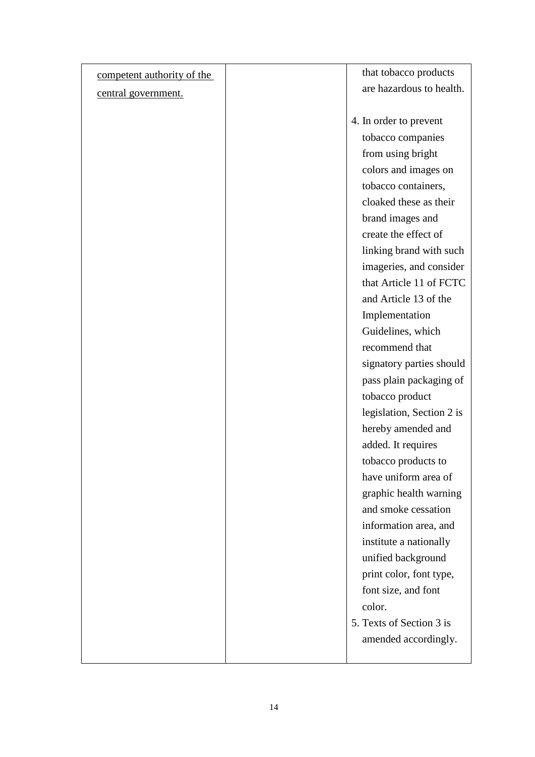| | | |
|---|---|---|
| <u>competent authority of the central government.</u> | | that tobacco products are hazardous to health.<br><br>4. In order to prevent tobacco companies from using bright colors and images on tobacco containers, cloaked these as their brand images and create the effect of linking brand with such imageries, and consider that Article 11 of FCTC and Article 13 of the Implementation Guidelines, which recommend that signatory parties should pass plain packaging of tobacco product legislation, Section 2 is hereby amended and added. It requires tobacco products to have uniform area of graphic health warning and smoke cessation information area, and institute a nationally unified background print color, font type, font size, and font color.<br>5. Texts of Section 3 is amended accordingly. |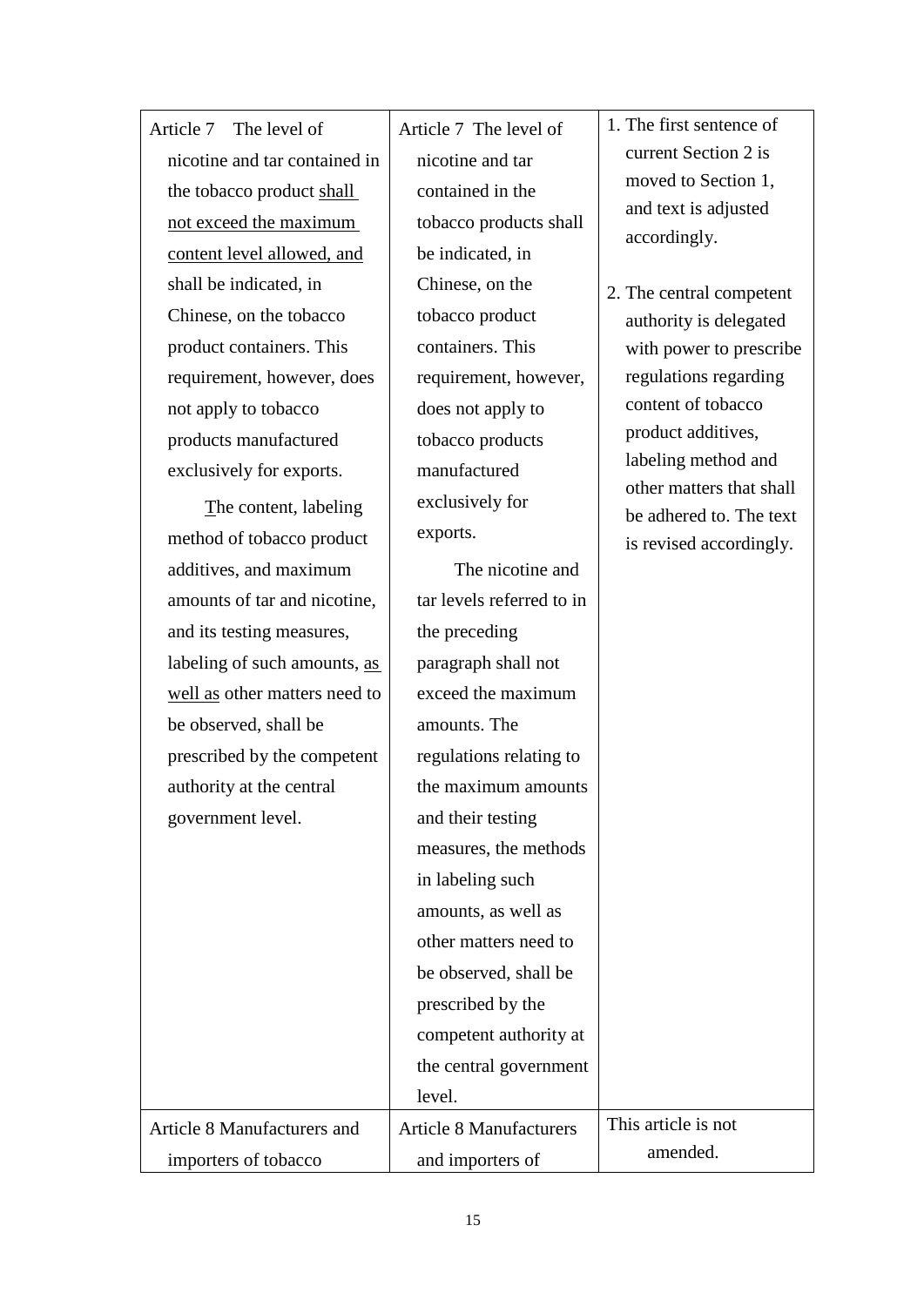| | | |
|---|---|---|
| Article 7 The level of nicotine and tar contained in the tobacco product <u>shall not exceed the maximum content level allowed, and</u> shall be indicated, in Chinese, on the tobacco product containers. This requirement, however, does not apply to tobacco products manufactured exclusively for exports.<br><br><u>T</u>he content, labeling method of tobacco product additives, and maximum amounts of tar and nicotine, and its testing measures, labeling of such amounts, <u>as well as</u> other matters need to be observed, shall be prescribed by the competent authority at the central government level. | Article 7 The level of nicotine and tar contained in the tobacco products shall be indicated, in Chinese, on the tobacco product containers. This requirement, however, does not apply to tobacco products manufactured exclusively for exports.<br><br>The nicotine and tar levels referred to in the preceding paragraph shall not exceed the maximum amounts. The regulations relating to the maximum amounts and their testing measures, the methods in labeling such amounts, as well as other matters need to be observed, shall be prescribed by the competent authority at the central government level. | 1. The first sentence of current Section 2 is moved to Section 1, and text is adjusted accordingly.<br><br>2. The central competent authority is delegated with power to prescribe regulations regarding content of tobacco product additives, labeling method and other matters that shall be adhered to. The text is revised accordingly. |
| Article 8 Manufacturers and importers of tobacco | Article 8 Manufacturers and importers of | This article is not amended. |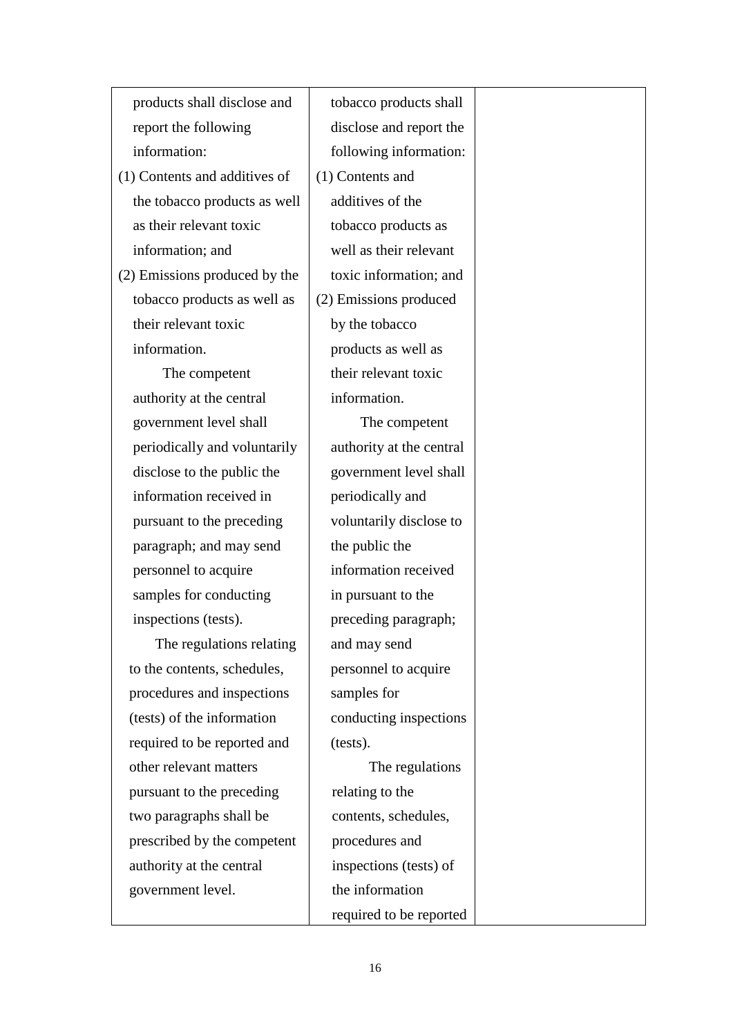| | | |
|---|---|---|
| products shall disclose and report the following information:<br>(1) Contents and additives of the tobacco products as well as their relevant toxic information; and<br>(2) Emissions produced by the tobacco products as well as their relevant toxic information.<br>The competent authority at the central government level shall periodically and voluntarily disclose to the public the information received in pursuant to the preceding paragraph; and may send personnel to acquire samples for conducting inspections (tests).<br>The regulations relating to the contents, schedules, procedures and inspections (tests) of the information required to be reported and other relevant matters pursuant to the preceding two paragraphs shall be prescribed by the competent authority at the central government level. | tobacco products shall disclose and report the following information:<br>(1) Contents and additives of the tobacco products as well as their relevant toxic information; and<br>(2) Emissions produced by the tobacco products as well as their relevant toxic information.<br>The competent authority at the central government level shall periodically and voluntarily disclose to the public the information received in pursuant to the preceding paragraph; and may send personnel to acquire samples for conducting inspections (tests).<br>The regulations relating to the contents, schedules, procedures and inspections (tests) of the information required to be reported | |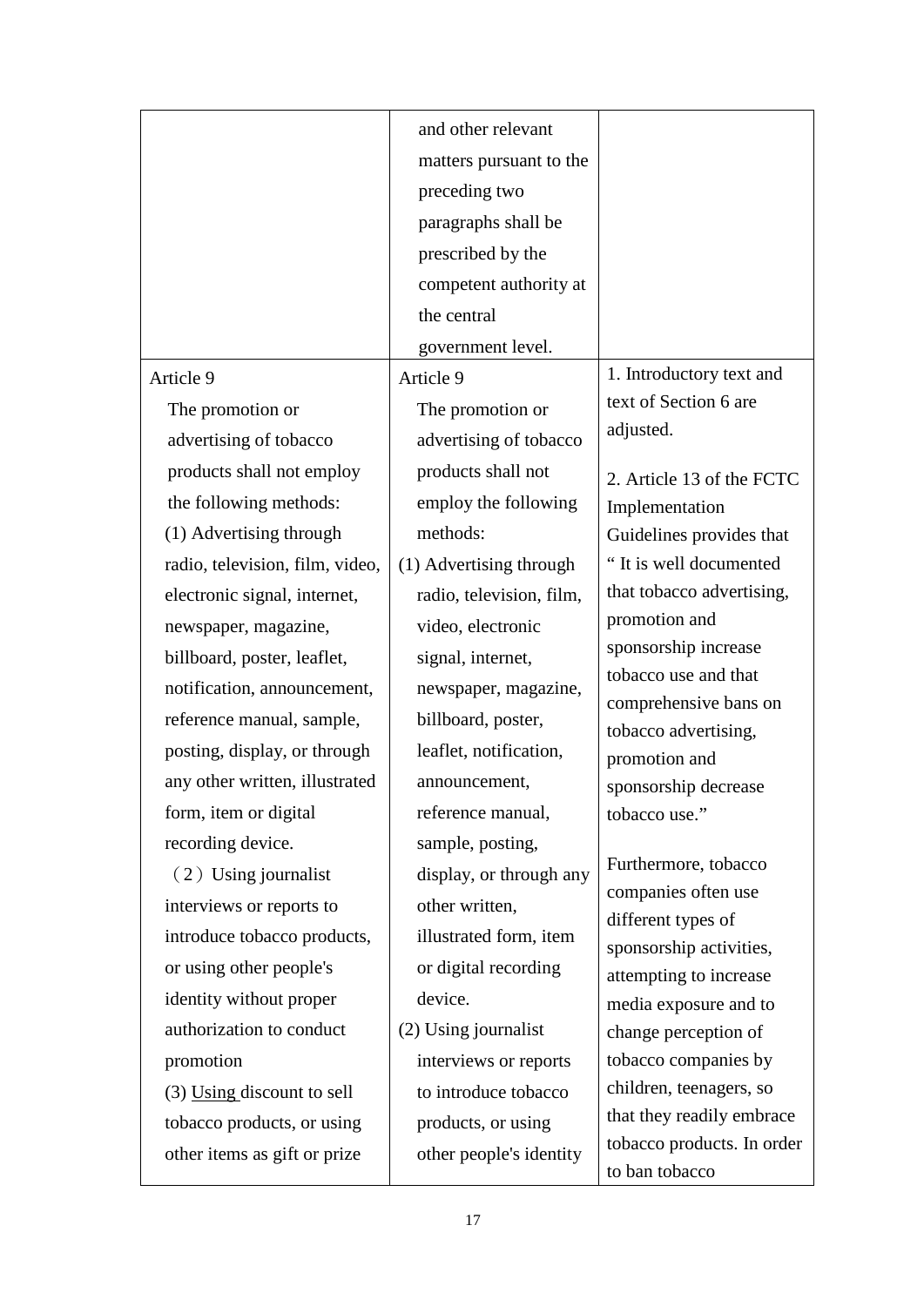| | | |
|---|---|---|
| | and other relevant matters pursuant to the preceding two paragraphs shall be prescribed by the competent authority at the central government level. | |
| Article 9<br>The promotion or advertising of tobacco products shall not employ the following methods:<br>(1) Advertising through radio, television, film, video, electronic signal, internet, newspaper, magazine, billboard, poster, leaflet, notification, announcement, reference manual, sample, posting, display, or through any other written, illustrated form, item or digital recording device.<br>（2）Using journalist interviews or reports to introduce tobacco products, or using other people's identity without proper authorization to conduct promotion<br>(3) <u>Using</u> discount to sell tobacco products, or using other items as gift or prize | Article 9<br>The promotion or advertising of tobacco products shall not employ the following methods:<br>(1) Advertising through radio, television, film, video, electronic signal, internet, newspaper, magazine, billboard, poster, leaflet, notification, announcement, reference manual, sample, posting, display, or through any other written, illustrated form, item or digital recording device.<br>(2) Using journalist interviews or reports to introduce tobacco products, or using other people's identity | 1. Introductory text and text of Section 6 are adjusted.<br><br>2. Article 13 of the FCTC Implementation Guidelines provides that " It is well documented that tobacco advertising, promotion and sponsorship increase tobacco use and that comprehensive bans on tobacco advertising, promotion and sponsorship decrease tobacco use."<br><br>Furthermore, tobacco companies often use different types of sponsorship activities, attempting to increase media exposure and to change perception of tobacco companies by children, teenagers, so that they readily embrace tobacco products. In order to ban tobacco |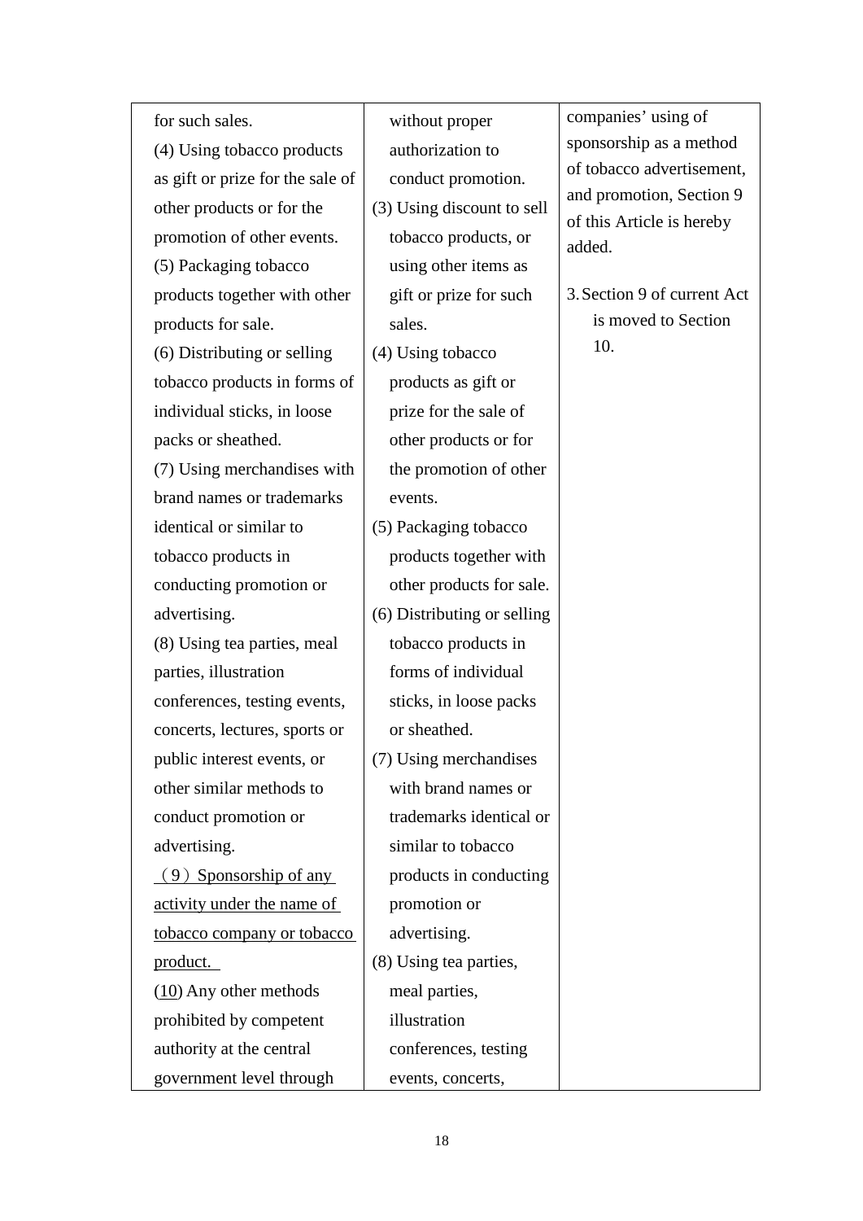| for such sales.<br>(4) Using tobacco products as gift or prize for the sale of other products or for the promotion of other events.<br>(5) Packaging tobacco products together with other products for sale.<br>(6) Distributing or selling tobacco products in forms of individual sticks, in loose packs or sheathed.<br>(7) Using merchandises with brand names or trademarks identical or similar to tobacco products in conducting promotion or advertising.<br>(8) Using tea parties, meal parties, illustration conferences, testing events, concerts, lectures, sports or public interest events, or other similar methods to conduct promotion or advertising.<br><u>（9）Sponsorship of any activity under the name of tobacco company or tobacco product.</u><br>(<u>10</u>) Any other methods prohibited by competent authority at the central government level through | without proper authorization to conduct promotion.<br>(3) Using discount to sell tobacco products, or using other items as gift or prize for such sales.<br>(4) Using tobacco products as gift or prize for the sale of other products or for the promotion of other events.<br>(5) Packaging tobacco products together with other products for sale.<br>(6) Distributing or selling tobacco products in forms of individual sticks, in loose packs or sheathed.<br>(7) Using merchandises with brand names or trademarks identical or similar to tobacco products in conducting promotion or advertising.<br>(8) Using tea parties, meal parties, illustration conferences, testing events, concerts, | companies' using of sponsorship as a method of tobacco advertisement, and promotion, Section 9 of this Article is hereby added.<br><br>3. Section 9 of current Act is moved to Section 10. |
|---|---|---|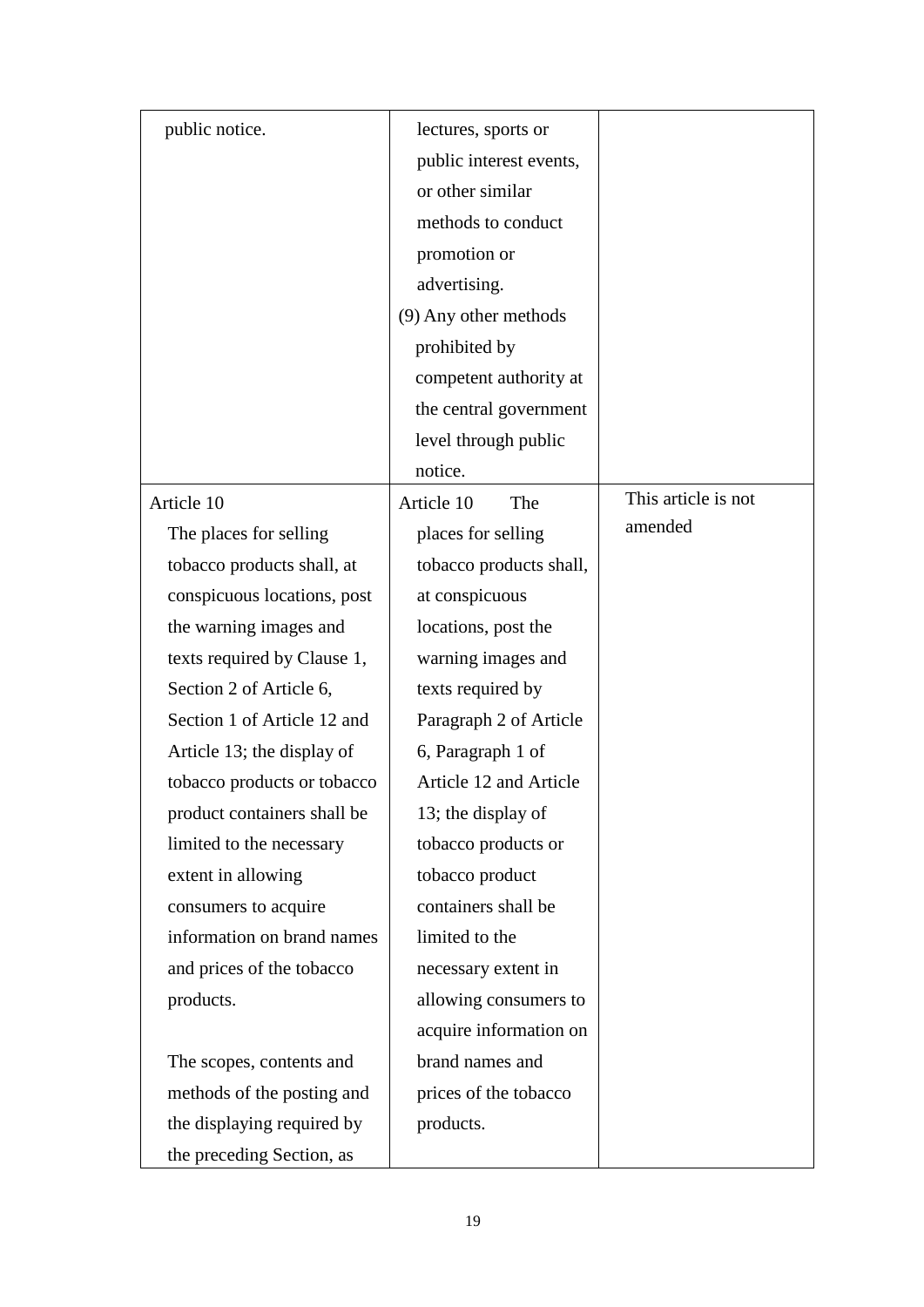| | | |
|---|---|---|
| public notice. | lectures, sports or public interest events, or other similar methods to conduct promotion or advertising.<br>(9) Any other methods prohibited by competent authority at the central government level through public notice. | |
| Article 10<br>The places for selling tobacco products shall, at conspicuous locations, post the warning images and texts required by Clause 1, Section 2 of Article 6, Section 1 of Article 12 and Article 13; the display of tobacco products or tobacco product containers shall be limited to the necessary extent in allowing consumers to acquire information on brand names and prices of the tobacco products.<br><br>The scopes, contents and methods of the posting and the displaying required by the preceding Section, as | Article 10 The places for selling tobacco products shall, at conspicuous locations, post the warning images and texts required by Paragraph 2 of Article 6, Paragraph 1 of Article 12 and Article 13; the display of tobacco products or tobacco product containers shall be limited to the necessary extent in allowing consumers to acquire information on brand names and prices of the tobacco products. | This article is not amended |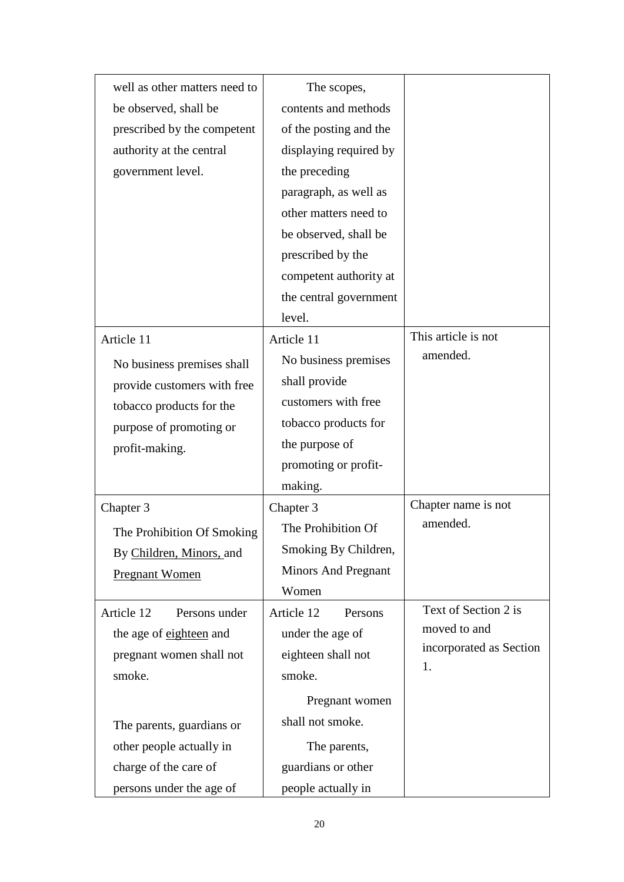| | | |
|---|---|---|
| well as other matters need to be observed, shall be prescribed by the competent authority at the central government level. | The scopes, contents and methods of the posting and the displaying required by the preceding paragraph, as well as other matters need to be observed, shall be prescribed by the competent authority at the central government level. | |
| Article 11<br>No business premises shall provide customers with free tobacco products for the purpose of promoting or profit-making. | Article 11<br>No business premises shall provide customers with free tobacco products for the purpose of promoting or profit-making. | This article is not amended. |
| Chapter 3<br>The Prohibition Of Smoking By <u>Children, Minors,</u> and <u>Pregnant Women</u> | Chapter 3<br>The Prohibition Of Smoking By Children, Minors And Pregnant Women | Chapter name is not amended. |
| Article 12 Persons under the age of <u>eighteen</u> and pregnant women shall not smoke.<br><br>The parents, guardians or other people actually in charge of the care of persons under the age of | Article 12 Persons under the age of eighteen shall not smoke.<br>Pregnant women shall not smoke.<br>The parents, guardians or other people actually in | Text of Section 2 is moved to and incorporated as Section 1. |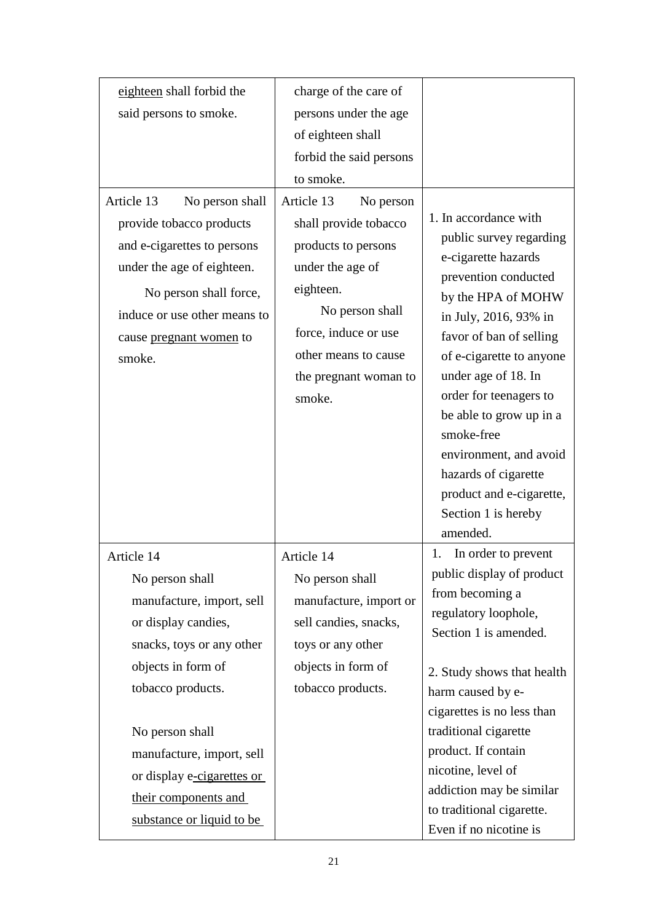| | | |
|---|---|---|
| eighteen shall forbid the said persons to smoke. | charge of the care of persons under the age of eighteen shall forbid the said persons to smoke. | |
| Article 13 No person shall provide tobacco products and e-cigarettes to persons under the age of eighteen.<br><br>No person shall force, induce or use other means to cause pregnant women to smoke. | Article 13 No person shall provide tobacco products to persons under the age of eighteen.<br><br>No person shall force, induce or use other means to cause the pregnant woman to smoke. | 1. In accordance with public survey regarding e-cigarette hazards prevention conducted by the HPA of MOHW in July, 2016, 93% in favor of ban of selling of e-cigarette to anyone under age of 18. In order for teenagers to be able to grow up in a smoke-free environment, and avoid hazards of cigarette product and e-cigarette, Section 1 is hereby amended. |
| Article 14<br><br>No person shall manufacture, import, sell or display candies, snacks, toys or any other objects in form of tobacco products.<br><br>No person shall manufacture, import, sell or display e-cigarettes or their components and substance or liquid to be | Article 14<br><br>No person shall manufacture, import or sell candies, snacks, toys or any other objects in form of tobacco products. | 1. In order to prevent public display of product from becoming a regulatory loophole, Section 1 is amended.<br><br>2. Study shows that health harm caused by e-cigarettes is no less than traditional cigarette product. If contain nicotine, level of addiction may be similar to traditional cigarette. Even if no nicotine is |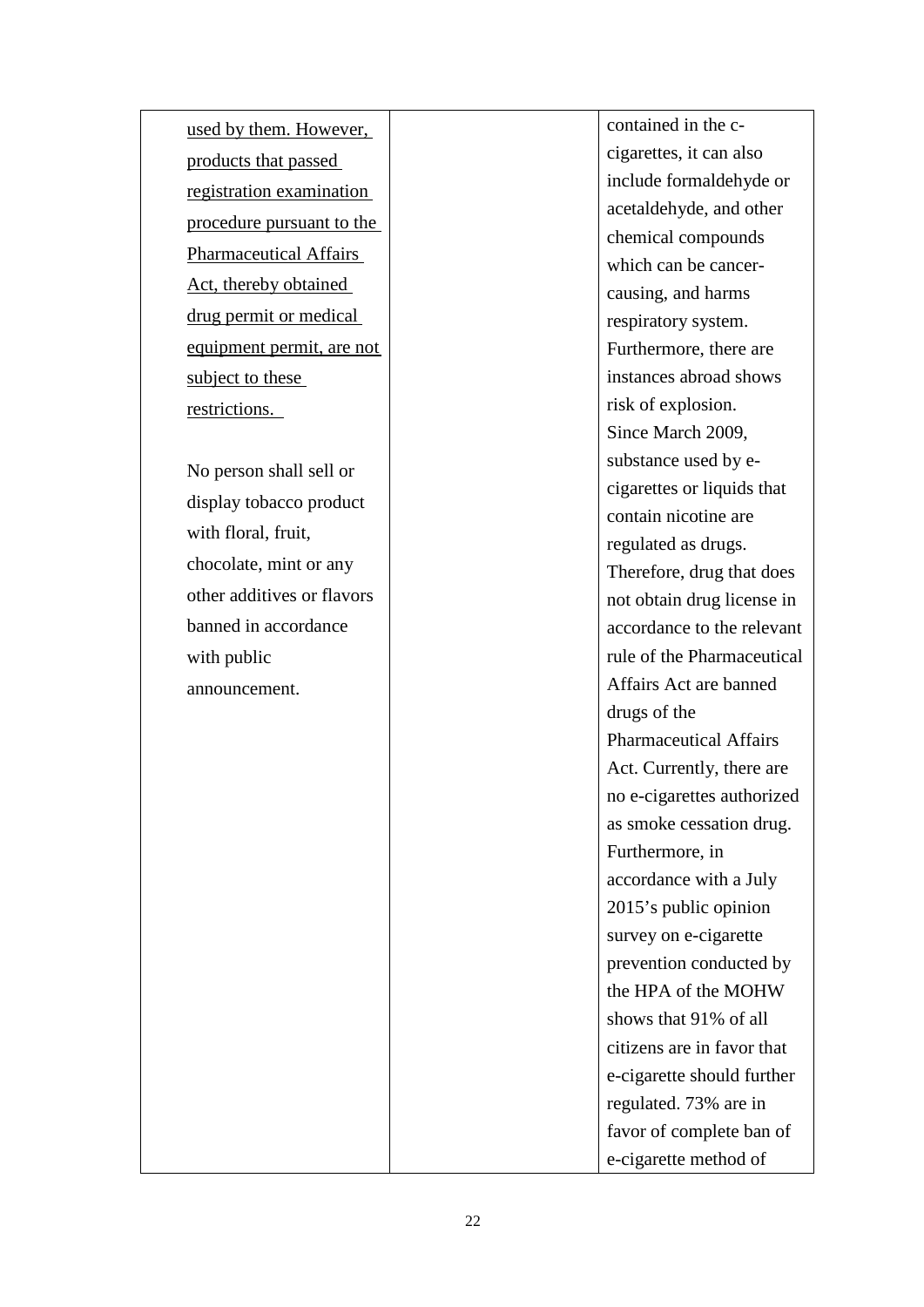| | | |
|---|---|---|
| <u>used by them. However, products that passed registration examination procedure pursuant to the Pharmaceutical Affairs Act, thereby obtained drug permit or medical equipment permit, are not subject to these restrictions.</u><br><br>No person shall sell or display tobacco product with floral, fruit, chocolate, mint or any other additives or flavors banned in accordance with public announcement. | | contained in the c-cigarettes, it can also include formaldehyde or acetaldehyde, and other chemical compounds which can be cancer-causing, and harms respiratory system. Furthermore, there are instances abroad shows risk of explosion.<br>Since March 2009, substance used by e-cigarettes or liquids that contain nicotine are regulated as drugs. Therefore, drug that does not obtain drug license in accordance to the relevant rule of the Pharmaceutical Affairs Act are banned drugs of the Pharmaceutical Affairs Act. Currently, there are no e-cigarettes authorized as smoke cessation drug. Furthermore, in accordance with a July 2015's public opinion survey on e-cigarette prevention conducted by the HPA of the MOHW shows that 91% of all citizens are in favor that e-cigarette should further regulated. 73% are in favor of complete ban of e-cigarette method of |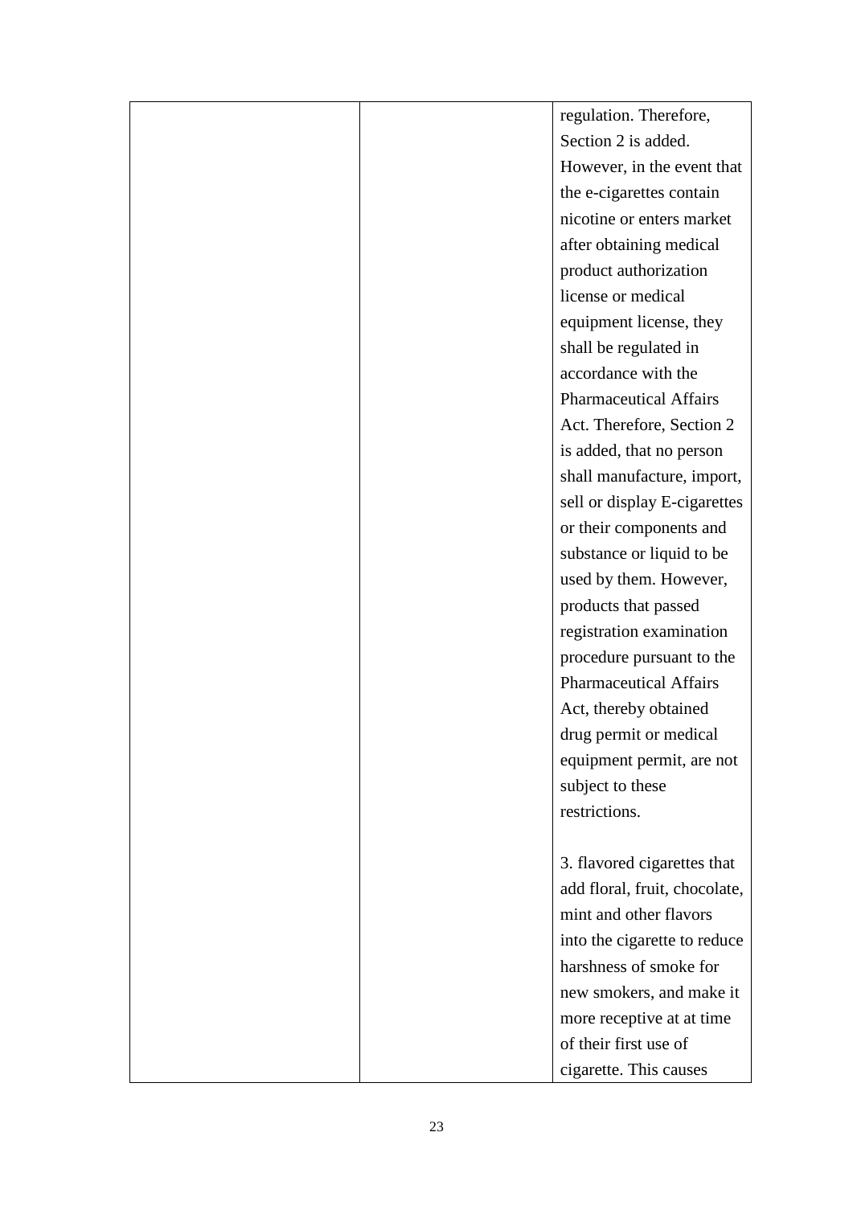|  |  | regulation. Therefore, Section 2 is added. However, in the event that the e-cigarettes contain nicotine or enters market after obtaining medical product authorization license or medical equipment license, they shall be regulated in accordance with the Pharmaceutical Affairs Act. Therefore, Section 2 is added, that no person shall manufacture, import, sell or display E-cigarettes or their components and substance or liquid to be used by them. However, products that passed registration examination procedure pursuant to the Pharmaceutical Affairs Act, thereby obtained drug permit or medical equipment permit, are not subject to these restrictions.<br><br>3. flavored cigarettes that add floral, fruit, chocolate, mint and other flavors into the cigarette to reduce harshness of smoke for new smokers, and make it more receptive at at time of their first use of cigarette. This causes |
|---|---|---|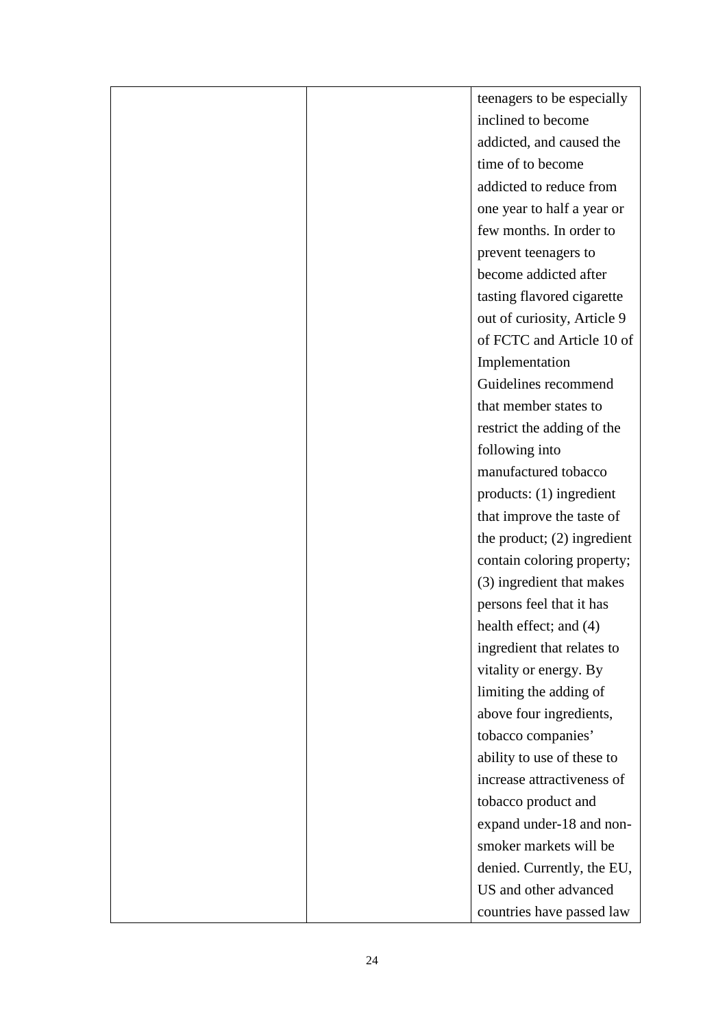| | | |
|---|---|---|
| | | teenagers to be especially inclined to become addicted, and caused the time of to become addicted to reduce from one year to half a year or few months. In order to prevent teenagers to become addicted after tasting flavored cigarette out of curiosity, Article 9 of FCTC and Article 10 of Implementation Guidelines recommend that member states to restrict the adding of the following into manufactured tobacco products: (1) ingredient that improve the taste of the product; (2) ingredient contain coloring property; (3) ingredient that makes persons feel that it has health effect; and (4) ingredient that relates to vitality or energy. By limiting the adding of above four ingredients, tobacco companies' ability to use of these to increase attractiveness of tobacco product and expand under-18 and non-smoker markets will be denied. Currently, the EU, US and other advanced countries have passed law |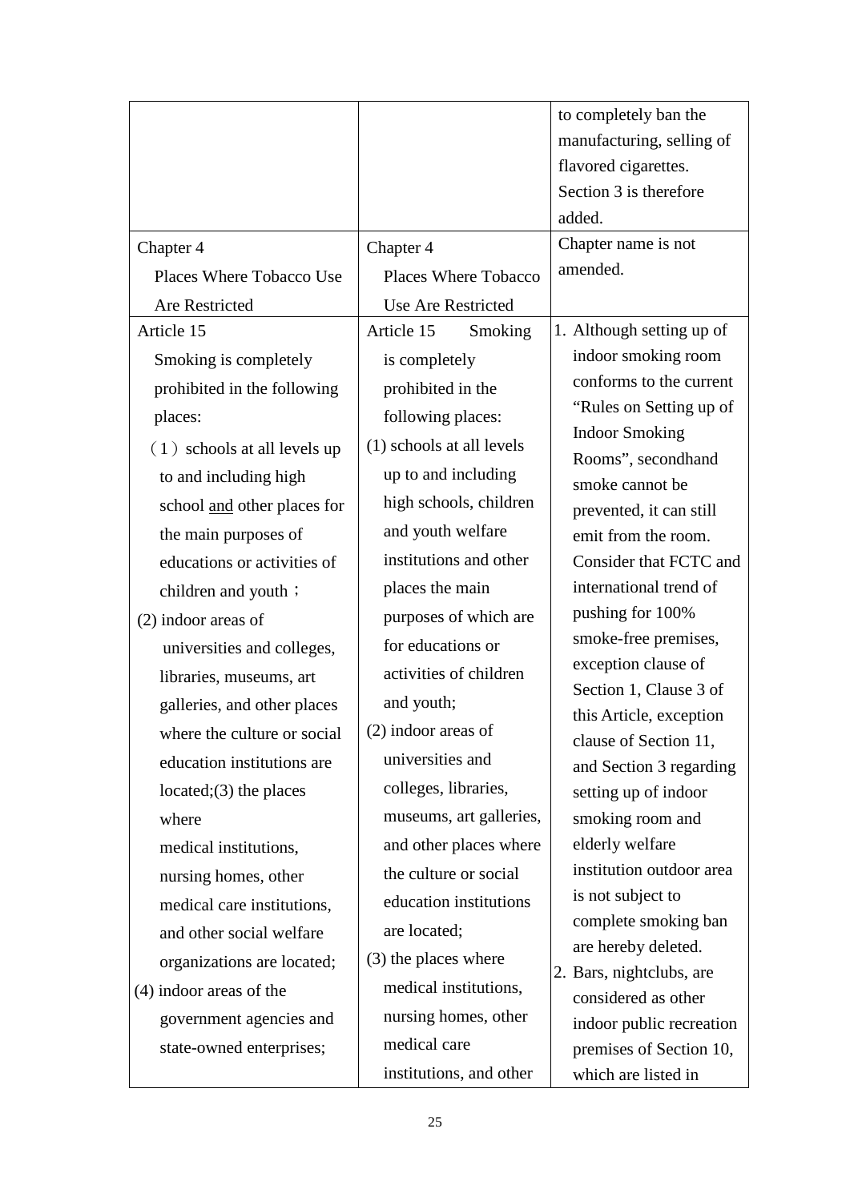| | | |
|---|---|---|
| | | to completely ban the manufacturing, selling of flavored cigarettes. Section 3 is therefore added. |
| Chapter 4<br>Places Where Tobacco Use Are Restricted | Chapter 4<br>Places Where Tobacco Use Are Restricted | Chapter name is not amended. |
| Article 15<br>Smoking is completely prohibited in the following places:<br>（1）schools at all levels up to and including high school and other places for the main purposes of educations or activities of children and youth；<br>(2) indoor areas of universities and colleges, libraries, museums, art galleries, and other places where the culture or social education institutions are located;(3) the places where medical institutions, nursing homes, other medical care institutions, and other social welfare organizations are located;<br>(4) indoor areas of the government agencies and state-owned enterprises; | Article 15 Smoking is completely prohibited in the following places:<br>(1) schools at all levels up to and including high schools, children and youth welfare institutions and other places the main purposes of which are for educations or activities of children and youth;<br>(2) indoor areas of universities and colleges, libraries, museums, art galleries, and other places where the culture or social education institutions are located;<br>(3) the places where medical institutions, nursing homes, other medical care institutions, and other | 1. Although setting up of indoor smoking room conforms to the current “Rules on Setting up of Indoor Smoking Rooms”, secondhand smoke cannot be prevented, it can still emit from the room. Consider that FCTC and international trend of pushing for 100% smoke-free premises, exception clause of Section 1, Clause 3 of this Article, exception clause of Section 11, and Section 3 regarding setting up of indoor smoking room and elderly welfare institution outdoor area is not subject to complete smoking ban are hereby deleted.<br>2. Bars, nightclubs, are considered as other indoor public recreation premises of Section 10, which are listed in |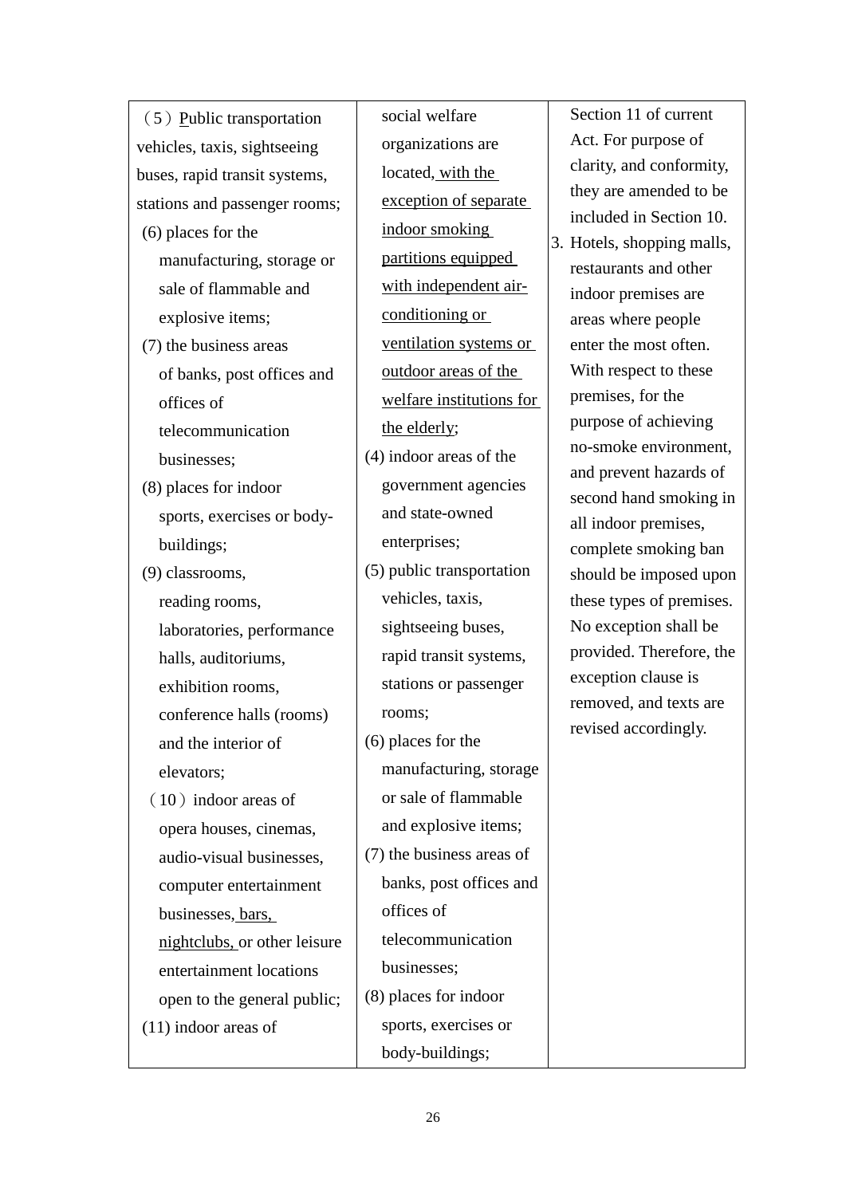| | | |
|---|---|---|
| （5）Public transportation vehicles, taxis, sightseeing buses, rapid transit systems, stations and passenger rooms;<br>(6) places for the manufacturing, storage or sale of flammable and explosive items;<br>(7) the business areas of banks, post offices and offices of telecommunication businesses;<br>(8) places for indoor sports, exercises or body-buildings;<br>(9) classrooms, reading rooms, laboratories, performance halls, auditoriums, exhibition rooms, conference halls (rooms) and the interior of elevators;<br>（10）indoor areas of opera houses, cinemas, audio-visual businesses, computer entertainment businesses, bars, nightclubs, or other leisure entertainment locations open to the general public;<br>(11) indoor areas of | social welfare organizations are located, with the exception of separate indoor smoking partitions equipped with independent air-conditioning or ventilation systems or outdoor areas of the welfare institutions for the elderly;<br>(4) indoor areas of the government agencies and state-owned enterprises;<br>(5) public transportation vehicles, taxis, sightseeing buses, rapid transit systems, stations or passenger rooms;<br>(6) places for the manufacturing, storage or sale of flammable and explosive items;<br>(7) the business areas of banks, post offices and offices of telecommunication businesses;<br>(8) places for indoor sports, exercises or body-buildings; | Section 11 of current Act. For purpose of clarity, and conformity, they are amended to be included in Section 10.<br>3. Hotels, shopping malls, restaurants and other indoor premises are areas where people enter the most often. With respect to these premises, for the purpose of achieving no-smoke environment, and prevent hazards of second hand smoking in all indoor premises, complete smoking ban should be imposed upon these types of premises. No exception shall be provided. Therefore, the exception clause is removed, and texts are revised accordingly. |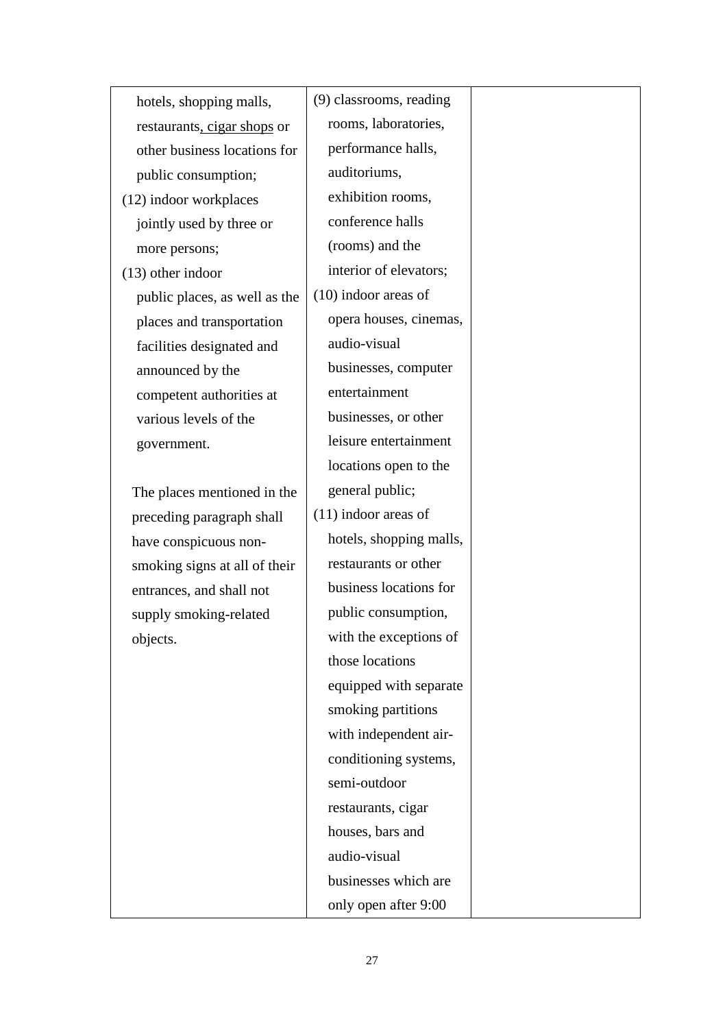| | | |
|---|---|---|
| hotels, shopping malls, restaurants<u>, cigar shops</u> or other business locations for public consumption;<br>(12) indoor workplaces jointly used by three or more persons;<br>(13) other indoor public places, as well as the places and transportation facilities designated and announced by the competent authorities at various levels of the government.<br><br>The places mentioned in the preceding paragraph shall have conspicuous non-smoking signs at all of their entrances, and shall not supply smoking-related objects. | (9) classrooms, reading rooms, laboratories, performance halls, auditoriums, exhibition rooms, conference halls (rooms) and the interior of elevators;<br>(10) indoor areas of opera houses, cinemas, audio-visual businesses, computer entertainment businesses, or other leisure entertainment locations open to the general public;<br>(11) indoor areas of hotels, shopping malls, restaurants or other business locations for public consumption, with the exceptions of those locations equipped with separate smoking partitions with independent air-conditioning systems, semi-outdoor restaurants, cigar houses, bars and audio-visual businesses which are only open after 9:00 | |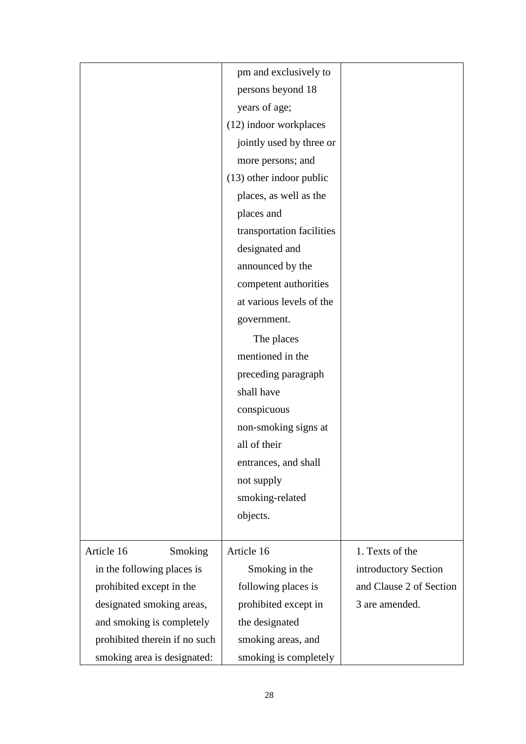| | | |
|---|---|---|
| | pm and exclusively to persons beyond 18 years of age;<br>(12) indoor workplaces jointly used by three or more persons; and<br>(13) other indoor public places, as well as the places and transportation facilities designated and announced by the competent authorities at various levels of the government.<br>The places mentioned in the preceding paragraph shall have conspicuous non-smoking signs at all of their entrances, and shall not supply smoking-related objects. | |
| Article 16 Smoking in the following places is prohibited except in the designated smoking areas, and smoking is completely prohibited therein if no such smoking area is designated: | Article 16<br>Smoking in the following places is prohibited except in the designated smoking areas, and smoking is completely | 1. Texts of the introductory Section and Clause 2 of Section 3 are amended. |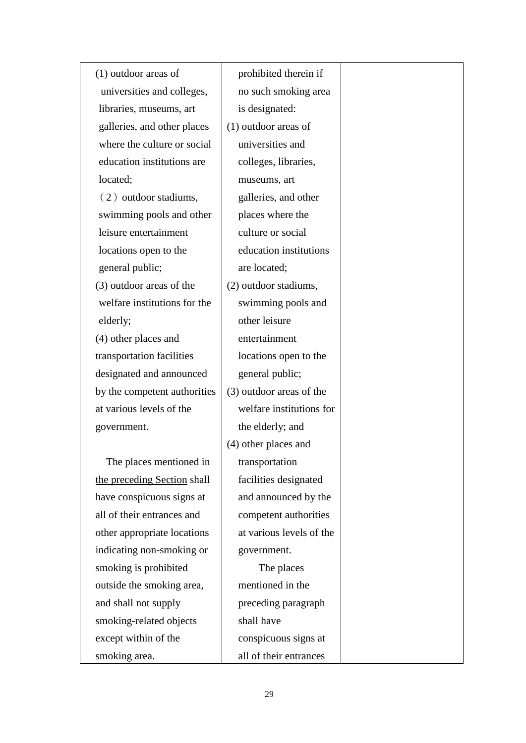| | | |
|---|---|---|
| (1) outdoor areas of universities and colleges, libraries, museums, art galleries, and other places where the culture or social education institutions are located;<br>（2）outdoor stadiums, swimming pools and other leisure entertainment locations open to the general public;<br>(3) outdoor areas of the welfare institutions for the elderly;<br>(4) other places and transportation facilities designated and announced by the competent authorities at various levels of the government.<br><br>The places mentioned in <u>the preceding Section</u> shall have conspicuous signs at all of their entrances and other appropriate locations indicating non-smoking or smoking is prohibited outside the smoking area, and shall not supply smoking-related objects except within of the smoking area. | prohibited therein if no such smoking area is designated:<br>(1) outdoor areas of universities and colleges, libraries, museums, art galleries, and other places where the culture or social education institutions are located;<br>(2) outdoor stadiums, swimming pools and other leisure entertainment locations open to the general public;<br>(3) outdoor areas of the welfare institutions for the elderly; and<br>(4) other places and transportation facilities designated and announced by the competent authorities at various levels of the government.<br>The places mentioned in the preceding paragraph shall have conspicuous signs at all of their entrances | |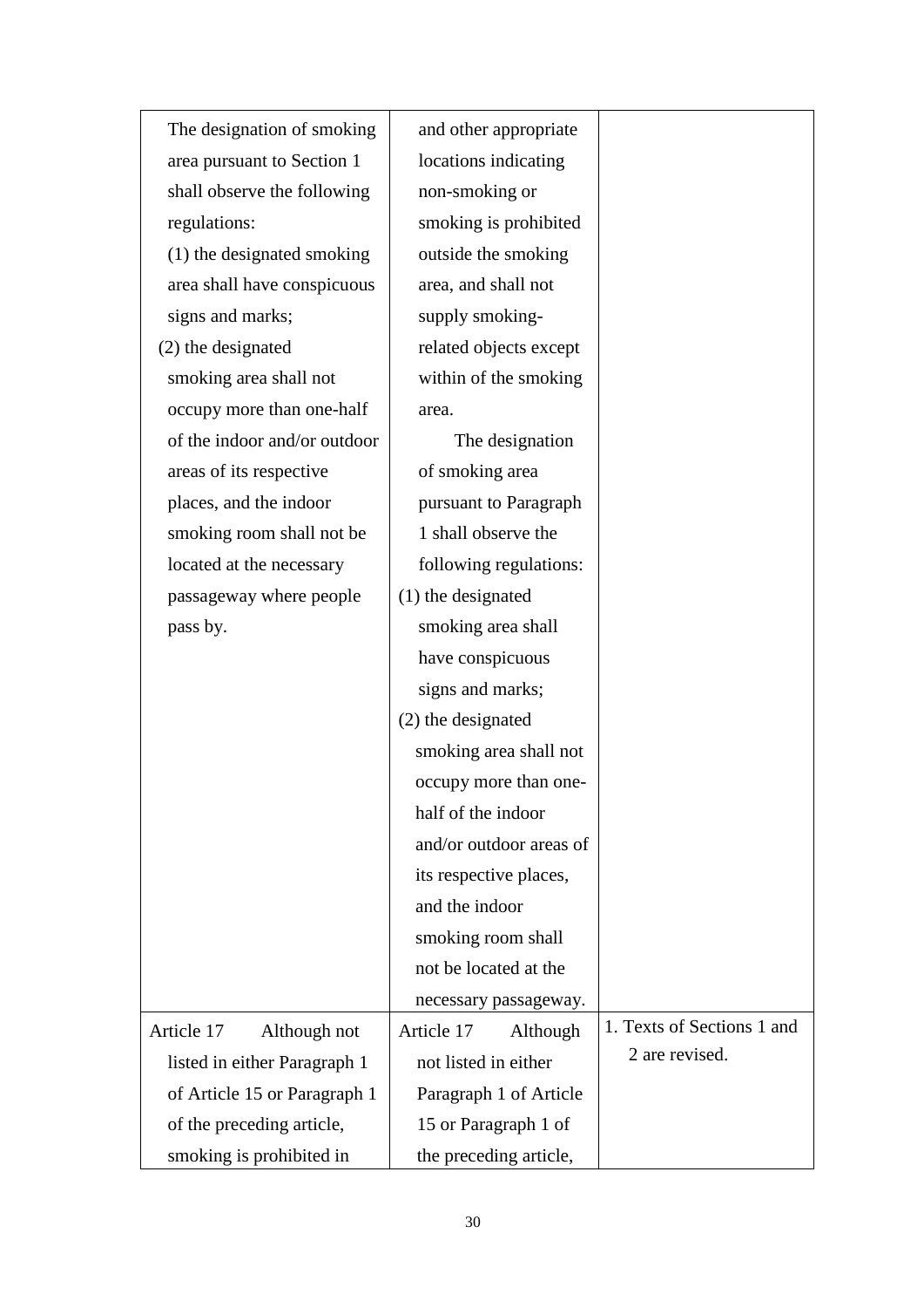| | | |
|---|---|---|
| The designation of smoking area pursuant to Section 1 shall observe the following regulations:<br>(1) the designated smoking area shall have conspicuous signs and marks;<br>(2) the designated smoking area shall not occupy more than one-half of the indoor and/or outdoor areas of its respective places, and the indoor smoking room shall not be located at the necessary passageway where people pass by. | and other appropriate locations indicating non-smoking or smoking is prohibited outside the smoking area, and shall not supply smoking-related objects except within of the smoking area.<br>The designation of smoking area pursuant to Paragraph 1 shall observe the following regulations:<br>(1) the designated smoking area shall have conspicuous signs and marks;<br>(2) the designated smoking area shall not occupy more than one-half of the indoor and/or outdoor areas of its respective places, and the indoor smoking room shall not be located at the necessary passageway. | |
| Article 17 Although not listed in either Paragraph 1 of Article 15 or Paragraph 1 of the preceding article, smoking is prohibited in | Article 17 Although not listed in either Paragraph 1 of Article 15 or Paragraph 1 of the preceding article, | 1. Texts of Sections 1 and 2 are revised. |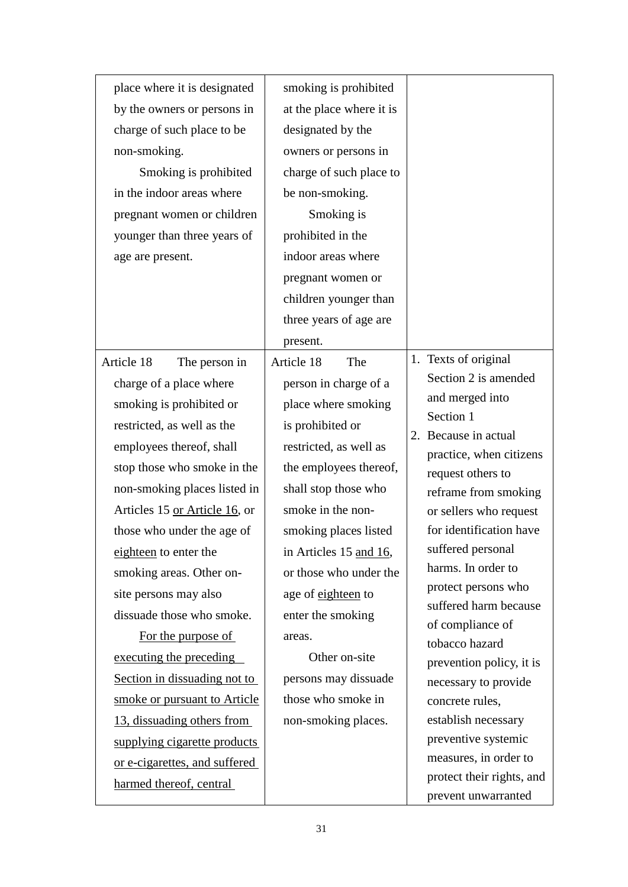| | | |
|---|---|---|
| place where it is designated by the owners or persons in charge of such place to be non-smoking.<br>Smoking is prohibited in the indoor areas where pregnant women or children younger than three years of age are present. | smoking is prohibited at the place where it is designated by the owners or persons in charge of such place to be non-smoking.<br>Smoking is prohibited in the indoor areas where pregnant women or children younger than three years of age are present. | |
| Article 18 The person in charge of a place where smoking is prohibited or restricted, as well as the employees thereof, shall stop those who smoke in the non-smoking places listed in Articles 15 <u>or Article 16</u>, or those who under the age of <u>eighteen</u> to enter the smoking areas. Other on-site persons may also dissuade those who smoke.<br><u>For the purpose of executing the preceding Section in dissuading not to smoke or pursuant to Article 13, dissuading others from supplying cigarette products or e-cigarettes, and suffered harmed thereof, central</u> | Article 18 The person in charge of a place where smoking is prohibited or restricted, as well as the employees thereof, shall stop those who smoke in the non-smoking places listed in Articles 15 <u>and 16</u>, or those who under the age of <u>eighteen</u> to enter the smoking areas.<br>Other on-site persons may dissuade those who smoke in non-smoking places. | 1. Texts of original Section 2 is amended and merged into Section 1<br>2. Because in actual practice, when citizens request others to reframe from smoking or sellers who request for identification have suffered personal harms. In order to protect persons who suffered harm because of compliance of tobacco hazard prevention policy, it is necessary to provide concrete rules, establish necessary preventive systemic measures, in order to protect their rights, and prevent unwarranted |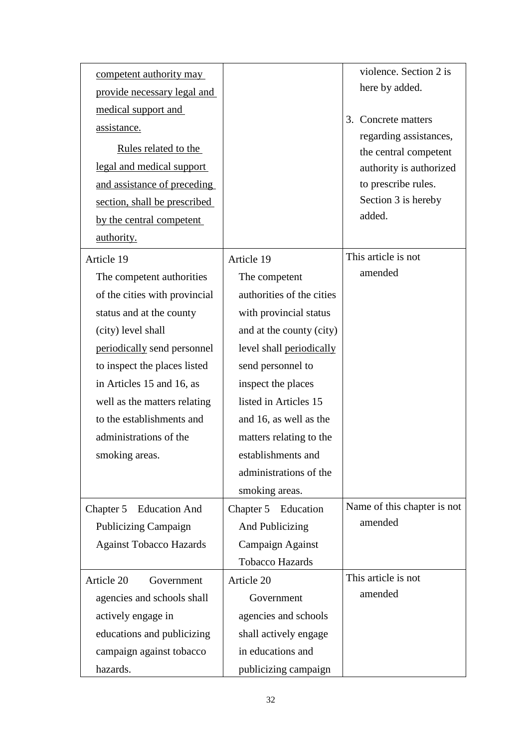| | | |
|---|---|---|
| <u>competent authority may provide necessary legal and medical support and assistance.</u><br><u>Rules related to the legal and medical support and assistance of preceding section, shall be prescribed by the central competent authority.</u> | | violence. Section 2 is here by added.<br>3. Concrete matters regarding assistances, the central competent authority is authorized to prescribe rules. Section 3 is hereby added. |
| Article 19<br>The competent authorities of the cities with provincial status and at the county (city) level shall <u>periodically</u> send personnel to inspect the places listed in Articles 15 and 16, as well as the matters relating to the establishments and administrations of the smoking areas. | Article 19<br>The competent authorities of the cities with provincial status and at the county (city) level shall <u>periodically</u> send personnel to inspect the places listed in Articles 15 and 16, as well as the matters relating to the establishments and administrations of the smoking areas. | This article is not amended |
| Chapter 5 Education And Publicizing Campaign Against Tobacco Hazards | Chapter 5 Education And Publicizing Campaign Against Tobacco Hazards | Name of this chapter is not amended |
| Article 20 Government agencies and schools shall actively engage in educations and publicizing campaign against tobacco hazards. | Article 20<br>Government agencies and schools shall actively engage in educations and publicizing campaign | This article is not amended |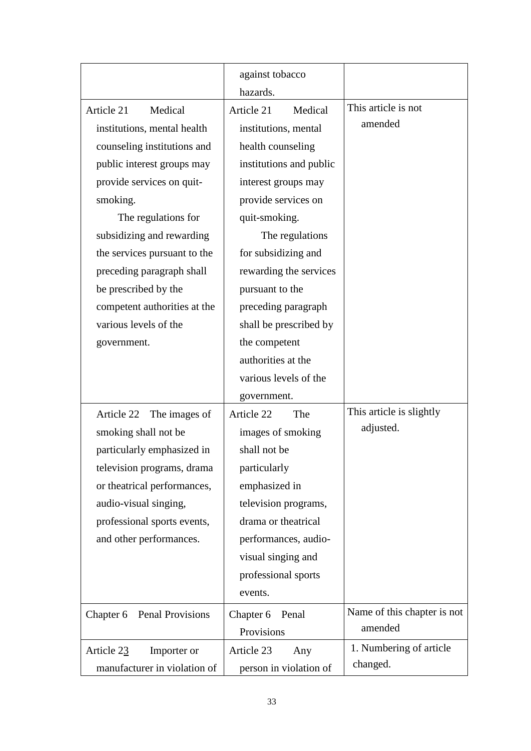| | | |
|---|---|---|
| | against tobacco hazards. | |
| Article 21 Medical institutions, mental health counseling institutions and public interest groups may provide services on quit-smoking.<br>The regulations for subsidizing and rewarding the services pursuant to the preceding paragraph shall be prescribed by the competent authorities at the various levels of the government. | Article 21 Medical institutions, mental health counseling institutions and public interest groups may provide services on quit-smoking.<br>The regulations for subsidizing and rewarding the services pursuant to the preceding paragraph shall be prescribed by the competent authorities at the various levels of the government. | This article is not amended |
| Article 22 The images of smoking shall not be particularly emphasized in television programs, drama or theatrical performances, audio-visual singing, professional sports events, and other performances. | Article 22 The images of smoking shall not be particularly emphasized in television programs, drama or theatrical performances, audio-visual singing and professional sports events. | This article is slightly adjusted. |
| Chapter 6 Penal Provisions | Chapter 6 Penal Provisions | Name of this chapter is not amended |
| Article 2<u>3</u> Importer or manufacturer in violation of | Article 23 Any person in violation of | 1. Numbering of article changed. |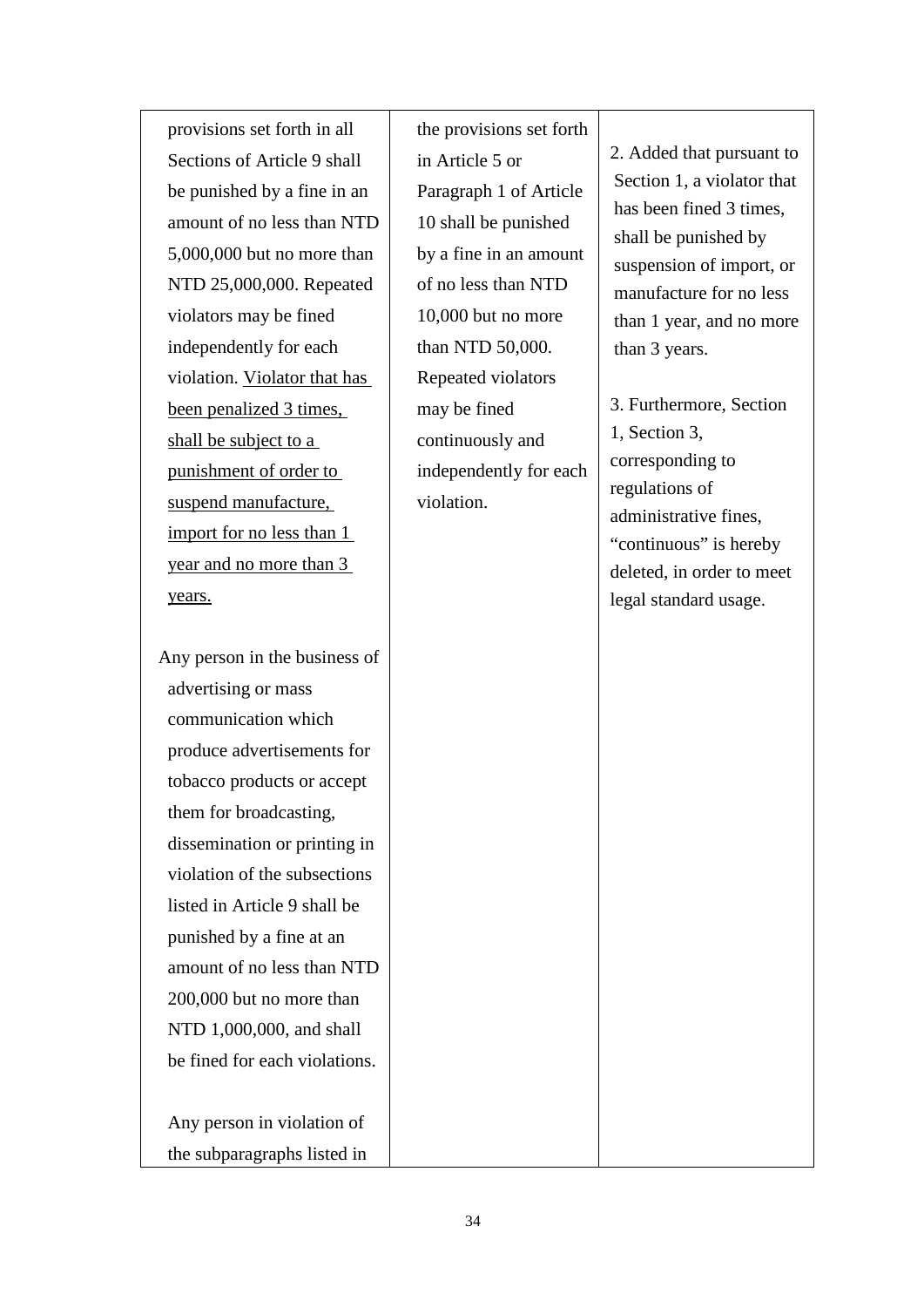| | | |
|---|---|---|
| provisions set forth in all Sections of Article 9 shall be punished by a fine in an amount of no less than NTD 5,000,000 but no more than NTD 25,000,000. Repeated violators may be fined independently for each violation. <u>Violator that has been penalized 3 times, shall be subject to a punishment of order to suspend manufacture, import for no less than 1 year and no more than 3 years.</u><br><br>Any person in the business of advertising or mass communication which produce advertisements for tobacco products or accept them for broadcasting, dissemination or printing in violation of the subsections listed in Article 9 shall be punished by a fine at an amount of no less than NTD 200,000 but no more than NTD 1,000,000, and shall be fined for each violations.<br><br>Any person in violation of the subparagraphs listed in | the provisions set forth in Article 5 or Paragraph 1 of Article 10 shall be punished by a fine in an amount of no less than NTD 10,000 but no more than NTD 50,000. Repeated violators may be fined continuously and independently for each violation. | 2. Added that pursuant to Section 1, a violator that has been fined 3 times, shall be punished by suspension of import, or manufacture for no less than 1 year, and no more than 3 years.<br><br>3. Furthermore, Section 1, Section 3, corresponding to regulations of administrative fines, "continuous" is hereby deleted, in order to meet legal standard usage. |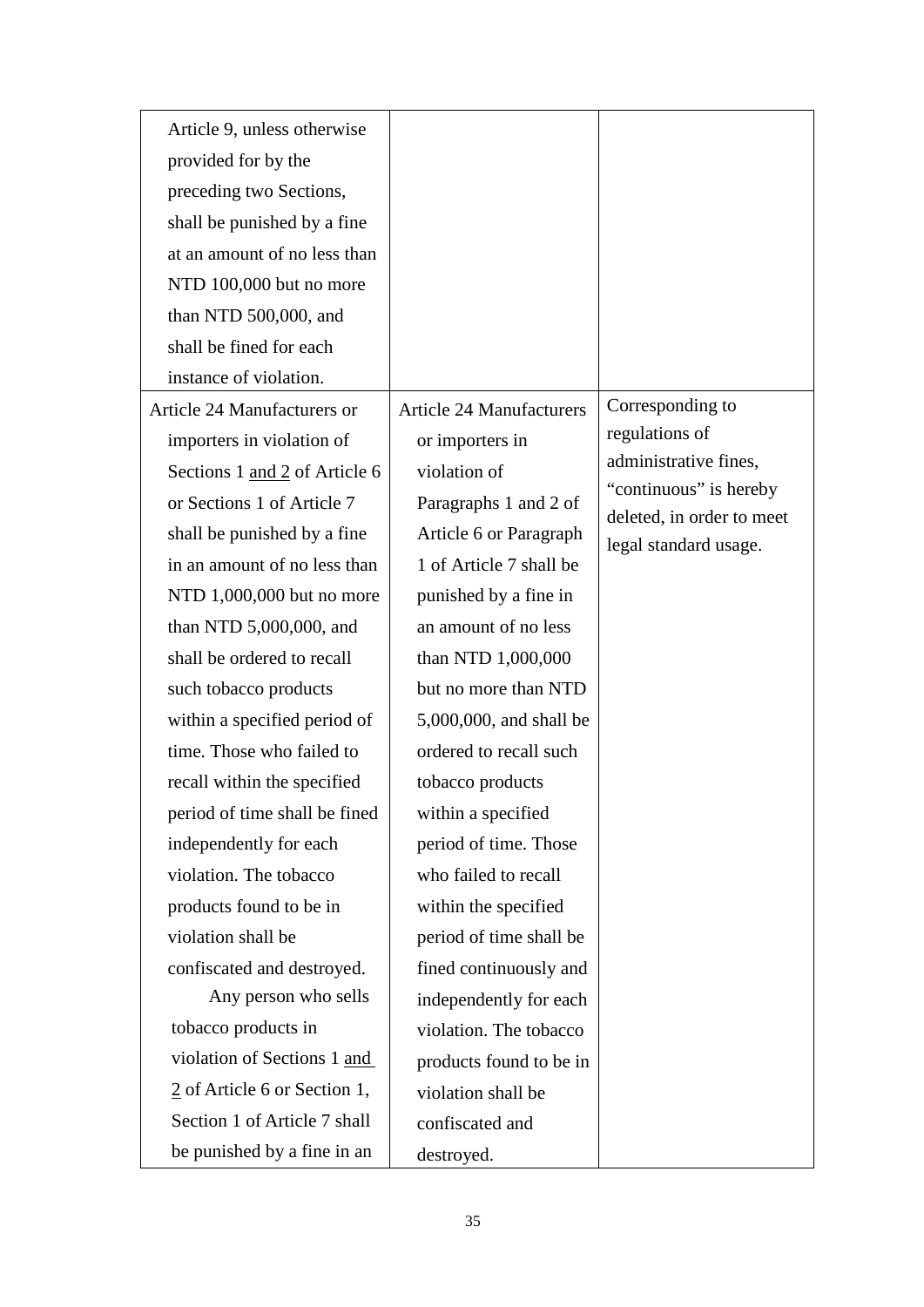| | | |
|---|---|---|
| Article 9, unless otherwise provided for by the preceding two Sections, shall be punished by a fine at an amount of no less than NTD 100,000 but no more than NTD 500,000, and shall be fined for each instance of violation. | | |
| Article 24 Manufacturers or importers in violation of Sections 1 <u>and 2</u> of Article 6 or Sections 1 of Article 7 shall be punished by a fine in an amount of no less than NTD 1,000,000 but no more than NTD 5,000,000, and shall be ordered to recall such tobacco products within a specified period of time. Those who failed to recall within the specified period of time shall be fined independently for each violation. The tobacco products found to be in violation shall be confiscated and destroyed.<br>Any person who sells tobacco products in violation of Sections 1 <u>and 2</u> of Article 6 or Section 1, Section 1 of Article 7 shall be punished by a fine in an | Article 24 Manufacturers or importers in violation of Paragraphs 1 and 2 of Article 6 or Paragraph 1 of Article 7 shall be punished by a fine in an amount of no less than NTD 1,000,000 but no more than NTD 5,000,000, and shall be ordered to recall such tobacco products within a specified period of time. Those who failed to recall within the specified period of time shall be fined continuously and independently for each violation. The tobacco products found to be in violation shall be confiscated and destroyed. | Corresponding to regulations of administrative fines, "continuous" is hereby deleted, in order to meet legal standard usage. |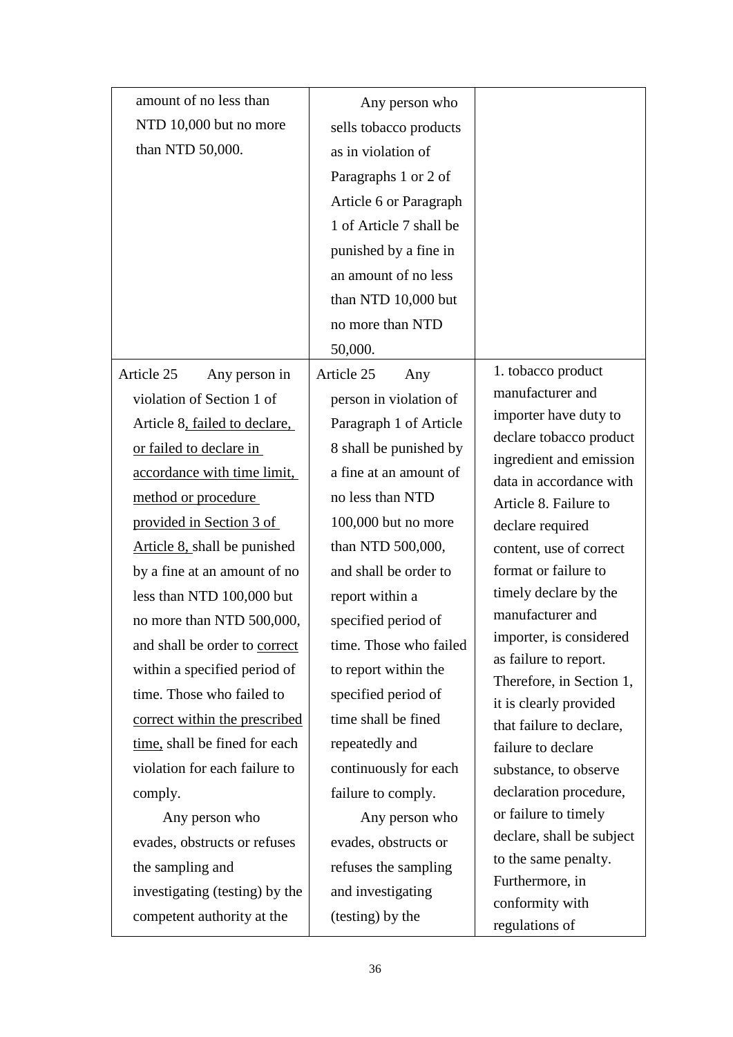| | | |
|---|---|---|
| amount of no less than NTD 10,000 but no more than NTD 50,000. | Any person who sells tobacco products as in violation of Paragraphs 1 or 2 of Article 6 or Paragraph 1 of Article 7 shall be punished by a fine in an amount of no less than NTD 10,000 but no more than NTD 50,000. | |
| Article 25 Any person in violation of Section 1 of Article 8<u>, failed to declare, or failed to declare in accordance with time limit, method or procedure provided in Section 3 of Article 8,</u> shall be punished by a fine at an amount of no less than NTD 100,000 but no more than NTD 500,000, and shall be order to <u>correct</u> within a specified period of time. Those who failed to <u>correct within the prescribed time,</u> shall be fined for each violation for each failure to comply.<br><br>Any person who evades, obstructs or refuses the sampling and investigating (testing) by the competent authority at the | Article 25 Any person in violation of Paragraph 1 of Article 8 shall be punished by a fine at an amount of no less than NTD 100,000 but no more than NTD 500,000, and shall be order to report within a specified period of time. Those who failed to report within the specified period of time shall be fined repeatedly and continuously for each failure to comply.<br><br>Any person who evades, obstructs or refuses the sampling and investigating (testing) by the | 1. tobacco product manufacturer and importer have duty to declare tobacco product ingredient and emission data in accordance with Article 8. Failure to declare required content, use of correct format or failure to timely declare by the manufacturer and importer, is considered as failure to report. Therefore, in Section 1, it is clearly provided that failure to declare, failure to declare substance, to observe declaration procedure, or failure to timely declare, shall be subject to the same penalty. Furthermore, in conformity with regulations of |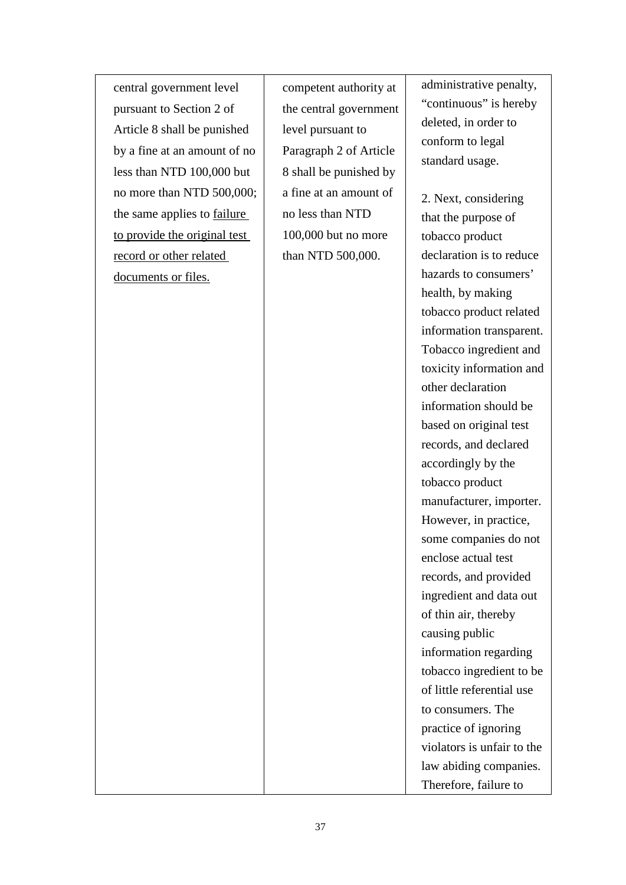| | | |
|---|---|---|
| central government level pursuant to Section 2 of Article 8 shall be punished by a fine at an amount of no less than NTD 100,000 but no more than NTD 500,000; the same applies to <u>failure to provide the original test record or other related documents or files.</u> | competent authority at the central government level pursuant to Paragraph 2 of Article 8 shall be punished by a fine at an amount of no less than NTD 100,000 but no more than NTD 500,000. | administrative penalty, "continuous" is hereby deleted, in order to conform to legal standard usage.<br><br>2. Next, considering that the purpose of tobacco product declaration is to reduce hazards to consumers' health, by making tobacco product related information transparent. Tobacco ingredient and toxicity information and other declaration information should be based on original test records, and declared accordingly by the tobacco product manufacturer, importer. However, in practice, some companies do not enclose actual test records, and provided ingredient and data out of thin air, thereby causing public information regarding tobacco ingredient to be of little referential use to consumers. The practice of ignoring violators is unfair to the law abiding companies. Therefore, failure to |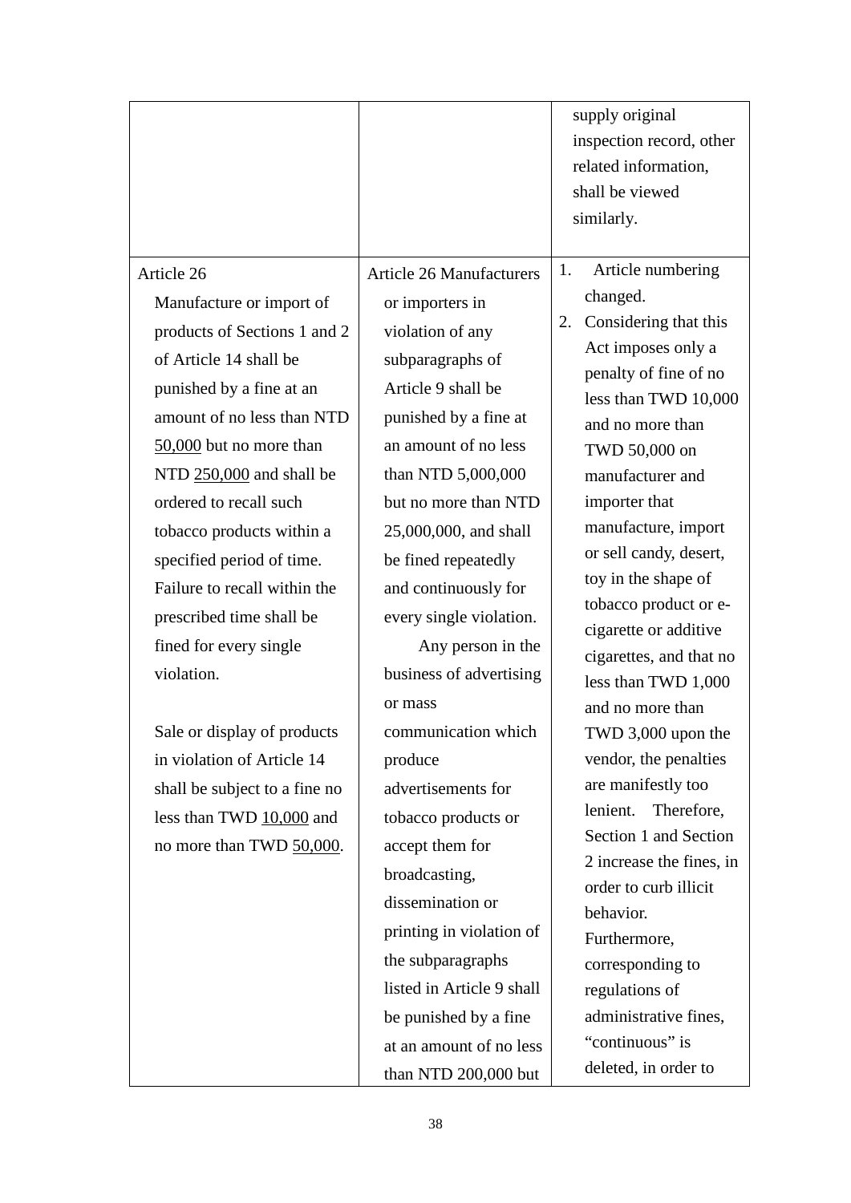| | | |
|---|---|---|
| | | supply original inspection record, other related information, shall be viewed similarly. |
| Article 26<br>Manufacture or import of products of Sections 1 and 2 of Article 14 shall be punished by a fine at an amount of no less than NTD <u>50,000</u> but no more than NTD <u>250,000</u> and shall be ordered to recall such tobacco products within a specified period of time. Failure to recall within the prescribed time shall be fined for every single violation.<br><br>Sale or display of products in violation of Article 14 shall be subject to a fine no less than TWD <u>10,000</u> and no more than TWD <u>50,000</u>. | Article 26 Manufacturers or importers in violation of any subparagraphs of Article 9 shall be punished by a fine at an amount of no less than NTD 5,000,000 but no more than NTD 25,000,000, and shall be fined repeatedly and continuously for every single violation.<br>Any person in the business of advertising or mass communication which produce advertisements for tobacco products or accept them for broadcasting, dissemination or printing in violation of the subparagraphs listed in Article 9 shall be punished by a fine at an amount of no less than NTD 200,000 but | 1. Article numbering changed.<br>2. Considering that this Act imposes only a penalty of fine of no less than TWD 10,000 and no more than TWD 50,000 on manufacturer and importer that manufacture, import or sell candy, desert, toy in the shape of tobacco product or e-cigarette or additive cigarettes, and that no less than TWD 1,000 and no more than TWD 3,000 upon the vendor, the penalties are manifestly too lenient. Therefore, Section 1 and Section 2 increase the fines, in order to curb illicit behavior. Furthermore, corresponding to regulations of administrative fines, “continuous” is deleted, in order to |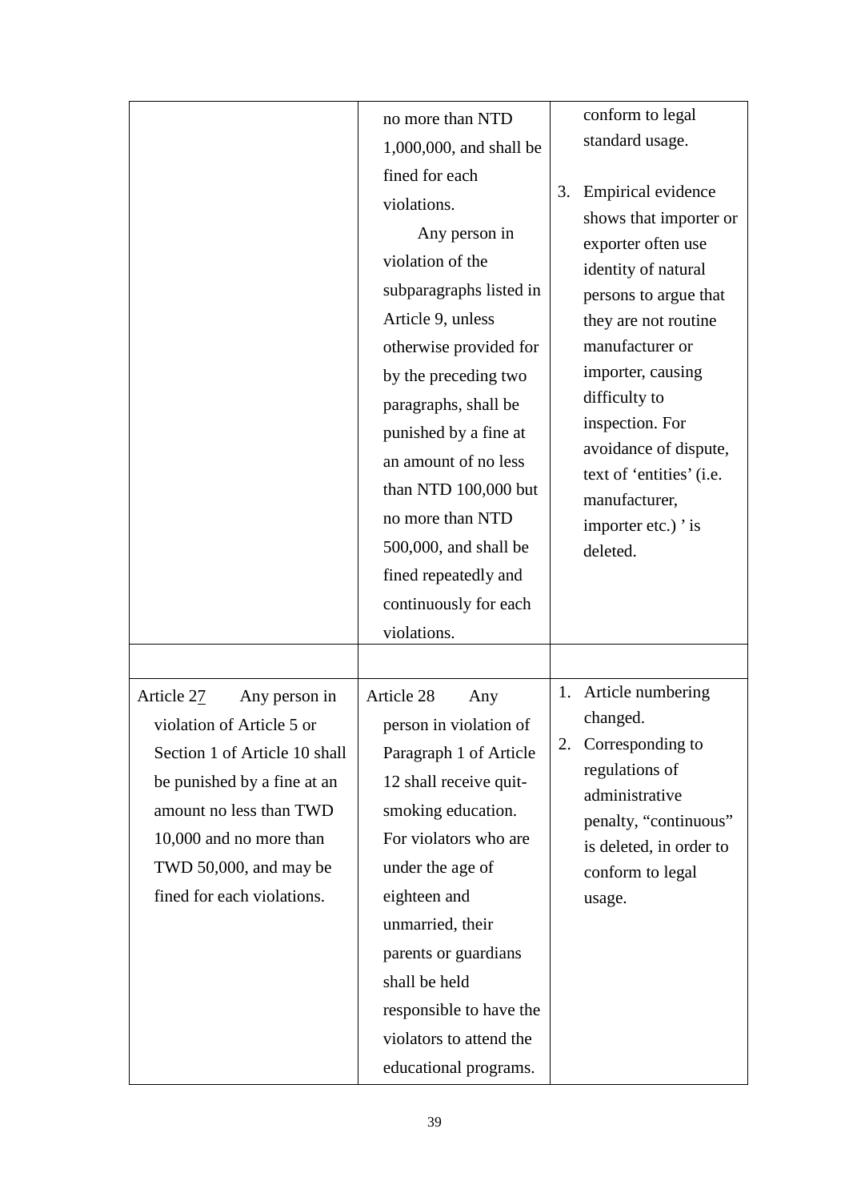| | | |
|---|---|---|
| | no more than NTD 1,000,000, and shall be fined for each violations.<br>Any person in violation of the subparagraphs listed in Article 9, unless otherwise provided for by the preceding two paragraphs, shall be punished by a fine at an amount of no less than NTD 100,000 but no more than NTD 500,000, and shall be fined repeatedly and continuously for each violations. | conform to legal standard usage.<br><br>3. Empirical evidence shows that importer or exporter often use identity of natural persons to argue that they are not routine manufacturer or importer, causing difficulty to inspection. For avoidance of dispute, text of 'entities' (i.e. manufacturer, importer etc.) ' is deleted. |
| | | |
| Article 27 Any person in violation of Article 5 or Section 1 of Article 10 shall be punished by a fine at an amount no less than TWD 10,000 and no more than TWD 50,000, and may be fined for each violations. | Article 28 Any person in violation of Paragraph 1 of Article 12 shall receive quit-smoking education. For violators who are under the age of eighteen and unmarried, their parents or guardians shall be held responsible to have the violators to attend the educational programs. | 1. Article numbering changed.<br>2. Corresponding to regulations of administrative penalty, "continuous" is deleted, in order to conform to legal usage. |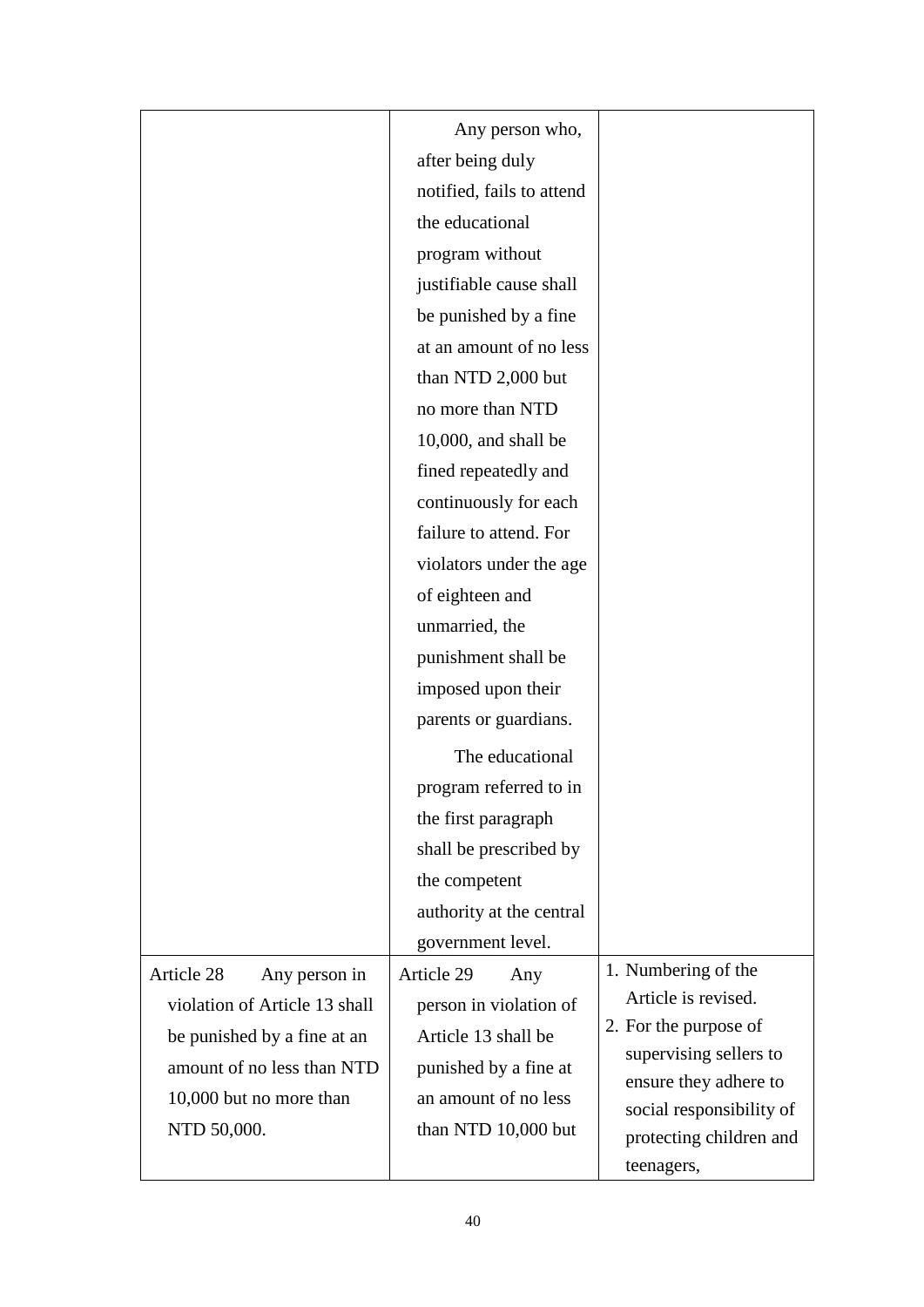| | | |
|---|---|---|
| | Any person who, after being duly notified, fails to attend the educational program without justifiable cause shall be punished by a fine at an amount of no less than NTD 2,000 but no more than NTD 10,000, and shall be fined repeatedly and continuously for each failure to attend. For violators under the age of eighteen and unmarried, the punishment shall be imposed upon their parents or guardians.<br><br>The educational program referred to in the first paragraph shall be prescribed by the competent authority at the central government level. | |
| Article 28 Any person in violation of Article 13 shall be punished by a fine at an amount of no less than NTD 10,000 but no more than NTD 50,000. | Article 29 Any person in violation of Article 13 shall be punished by a fine at an amount of no less than NTD 10,000 but | 1. Numbering of the Article is revised.<br>2. For the purpose of supervising sellers to ensure they adhere to social responsibility of protecting children and teenagers, |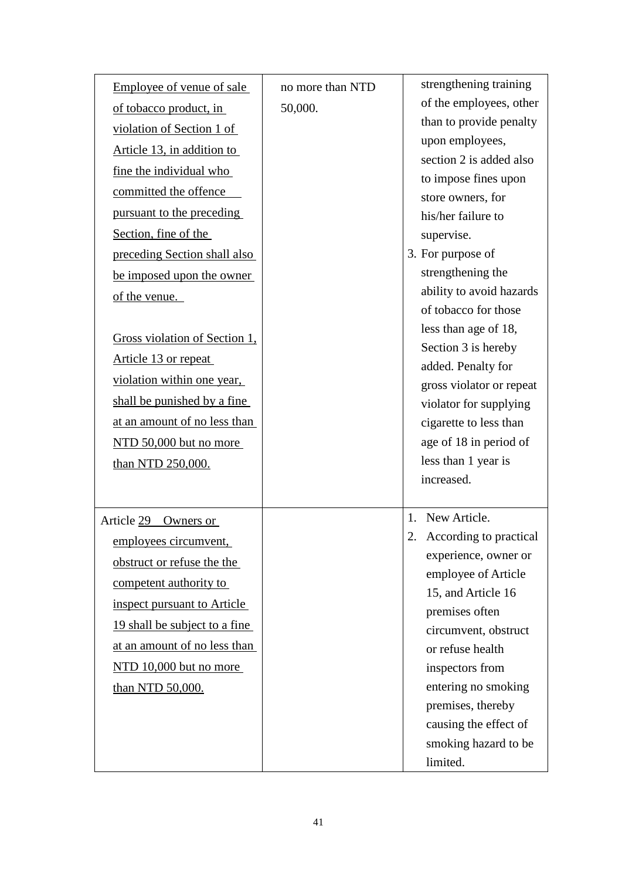| | | |
|---|---|---|
| Employee of venue of sale of tobacco product, in violation of Section 1 of Article 13, in addition to fine the individual who committed the offence pursuant to the preceding Section, fine of the preceding Section shall also be imposed upon the owner of the venue.<br><br>Gross violation of Section 1, Article 13 or repeat violation within one year, shall be punished by a fine at an amount of no less than NTD 50,000 but no more than NTD 250,000. | no more than NTD 50,000. | strengthening training of the employees, other than to provide penalty upon employees, section 2 is added also to impose fines upon store owners, for his/her failure to supervise.<br>3. For purpose of strengthening the ability to avoid hazards of tobacco for those less than age of 18, Section 3 is hereby added. Penalty for gross violator or repeat violator for supplying cigarette to less than age of 18 in period of less than 1 year is increased. |
| Article 29 Owners or employees circumvent, obstruct or refuse the the competent authority to inspect pursuant to Article 19 shall be subject to a fine at an amount of no less than NTD 10,000 but no more than NTD 50,000. | | 1. New Article.<br>2. According to practical experience, owner or employee of Article 15, and Article 16 premises often circumvent, obstruct or refuse health inspectors from entering no smoking premises, thereby causing the effect of smoking hazard to be limited. |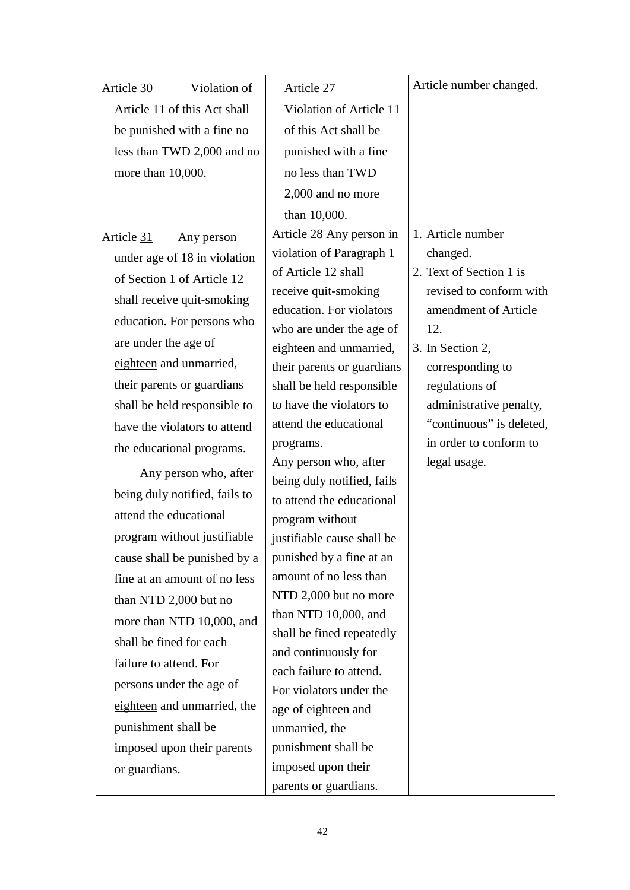| | | |
|---|---|---|
| Article <u>30</u> Violation of Article 11 of this Act shall be punished with a fine no less than TWD 2,000 and no more than 10,000. | Article 27 Violation of Article 11 of this Act shall be punished with a fine no less than TWD 2,000 and no more than 10,000. | Article number changed. |
| Article <u>31</u> Any person under age of 18 in violation of Section 1 of Article 12 shall receive quit-smoking education. For persons who are under the age of <u>eighteen</u> and unmarried, their parents or guardians shall be held responsible to have the violators to attend the educational programs.<br><br>Any person who, after being duly notified, fails to attend the educational program without justifiable cause shall be punished by a fine at an amount of no less than NTD 2,000 but no more than NTD 10,000, and shall be fined for each failure to attend. For persons under the age of <u>eighteen</u> and unmarried, the punishment shall be imposed upon their parents or guardians. | Article 28 Any person in violation of Paragraph 1 of Article 12 shall receive quit-smoking education. For violators who are under the age of eighteen and unmarried, their parents or guardians shall be held responsible to have the violators to attend the educational programs.<br>Any person who, after being duly notified, fails to attend the educational program without justifiable cause shall be punished by a fine at an amount of no less than NTD 2,000 but no more than NTD 10,000, and shall be fined repeatedly and continuously for each failure to attend. For violators under the age of eighteen and unmarried, the punishment shall be imposed upon their parents or guardians. | 1. Article number changed.<br>2. Text of Section 1 is revised to conform with amendment of Article 12.<br>3. In Section 2, corresponding to regulations of administrative penalty, "continuous" is deleted, in order to conform to legal usage. |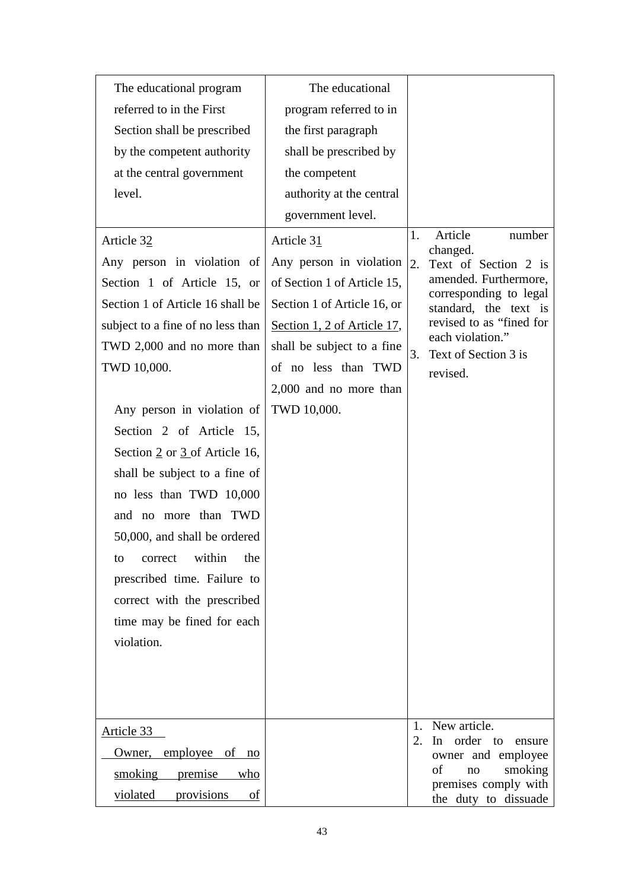| | | |
|---|---|---|
| The educational program referred to in the First Section shall be prescribed by the competent authority at the central government level. | The educational program referred to in the first paragraph shall be prescribed by the competent authority at the central government level. | |
| Article 32<br>Any person in violation of Section 1 of Article 15, or Section 1 of Article 16 shall be subject to a fine of no less than TWD 2,000 and no more than TWD 10,000.<br><br>Any person in violation of Section 2 of Article 15, Section 2 or 3 of Article 16, shall be subject to a fine of no less than TWD 10,000 and no more than TWD 50,000, and shall be ordered to correct within the prescribed time. Failure to correct with the prescribed time may be fined for each violation. | Article 31<br>Any person in violation of Section 1 of Article 15, Section 1 of Article 16, or Section 1, 2 of Article 17, shall be subject to a fine of no less than TWD 2,000 and no more than TWD 10,000. | 1. Article number changed.<br>2. Text of Section 2 is amended. Furthermore, corresponding to legal standard, the text is revised to as "fined for each violation."<br>3. Text of Section 3 is revised. |
| Article 33<br>Owner, employee of no smoking premise who violated provisions of | | 1. New article.<br>2. In order to ensure owner and employee of no smoking premises comply with the duty to dissuade |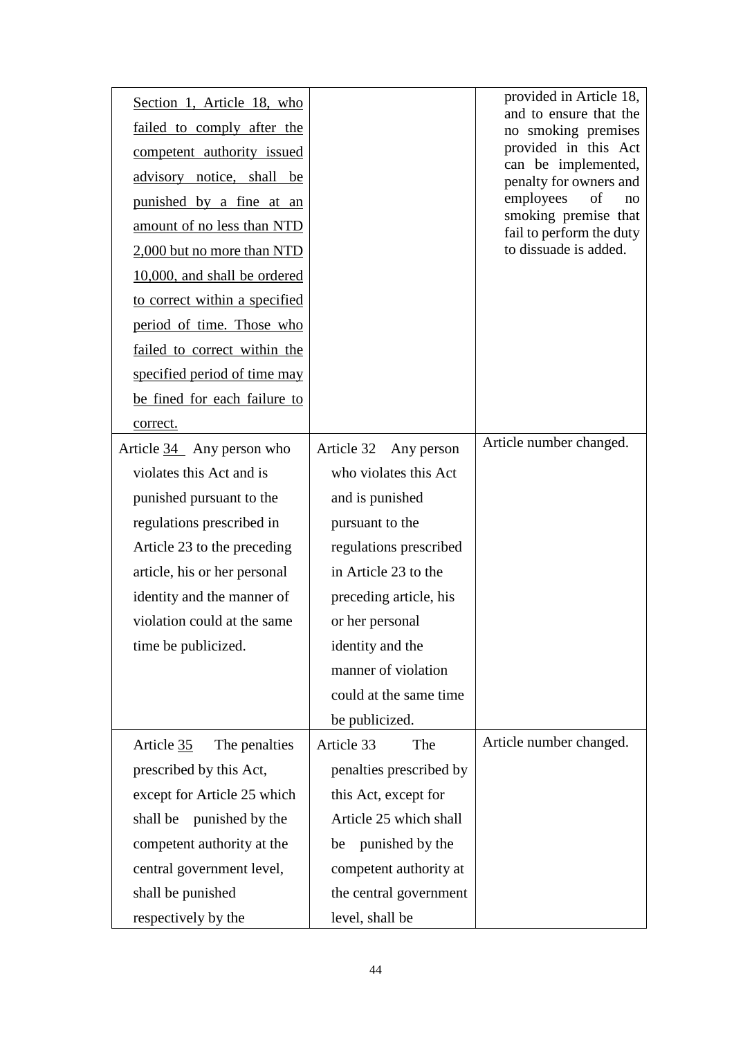| | | |
|---|---|---|
| Section 1, Article 18, who failed to comply after the competent authority issued advisory notice, shall be punished by a fine at an amount of no less than NTD 2,000 but no more than NTD 10,000, and shall be ordered to correct within a specified period of time. Those who failed to correct within the specified period of time may be fined for each failure to correct. | | provided in Article 18, and to ensure that the no smoking premises provided in this Act can be implemented, penalty for owners and employees of no smoking premise that fail to perform the duty to dissuade is added. |
| Article 34 Any person who violates this Act and is punished pursuant to the regulations prescribed in Article 23 to the preceding article, his or her personal identity and the manner of violation could at the same time be publicized. | Article 32 Any person who violates this Act and is punished pursuant to the regulations prescribed in Article 23 to the preceding article, his or her personal identity and the manner of violation could at the same time be publicized. | Article number changed. |
| Article 35 The penalties prescribed by this Act, except for Article 25 which shall be punished by the competent authority at the central government level, shall be punished respectively by the | Article 33 The penalties prescribed by this Act, except for Article 25 which shall be punished by the competent authority at the central government level, shall be | Article number changed. |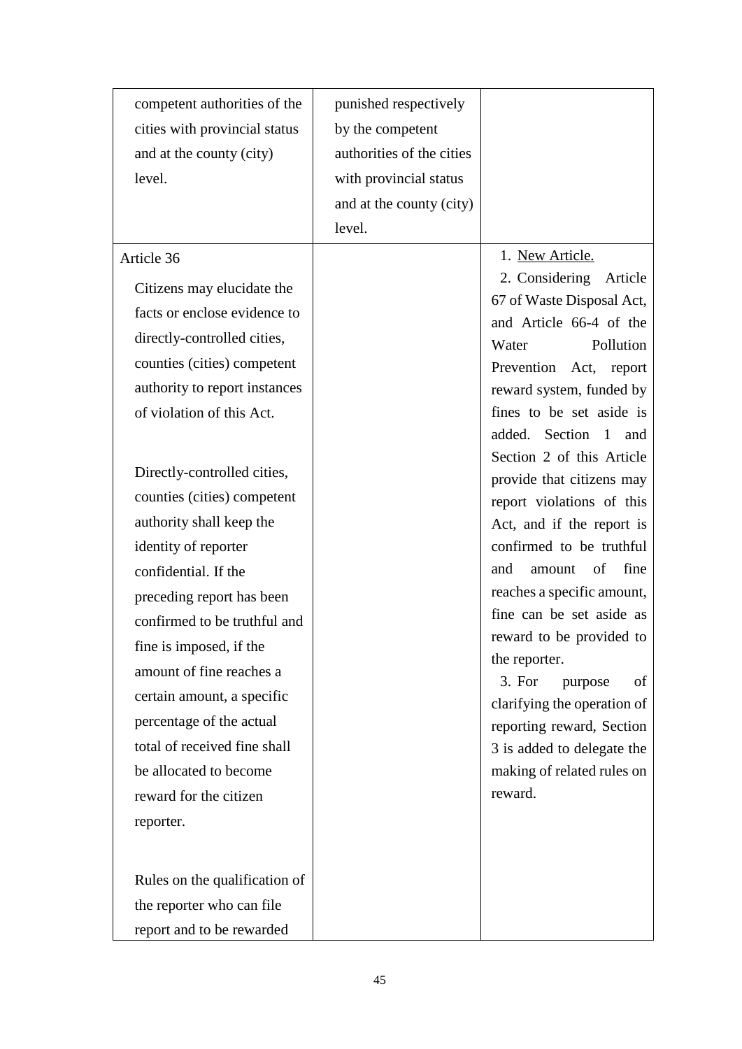| | | |
|---|---|---|
| competent authorities of the cities with provincial status and at the county (city) level. | punished respectively by the competent authorities of the cities with provincial status and at the county (city) level. | |
| Article 36<br><br>Citizens may elucidate the facts or enclose evidence to directly-controlled cities, counties (cities) competent authority to report instances of violation of this Act.<br><br>Directly-controlled cities, counties (cities) competent authority shall keep the identity of reporter confidential. If the preceding report has been confirmed to be truthful and fine is imposed, if the amount of fine reaches a certain amount, a specific percentage of the actual total of received fine shall be allocated to become reward for the citizen reporter.<br><br>Rules on the qualification of the reporter who can file report and to be rewarded | | 1. New Article.<br>2. Considering Article 67 of Waste Disposal Act, and Article 66-4 of the Water Pollution Prevention Act, report reward system, funded by fines to be set aside is added. Section 1 and Section 2 of this Article provide that citizens may report violations of this Act, and if the report is confirmed to be truthful and amount of fine reaches a specific amount, fine can be set aside as reward to be provided to the reporter.<br>3. For purpose of clarifying the operation of reporting reward, Section 3 is added to delegate the making of related rules on reward. |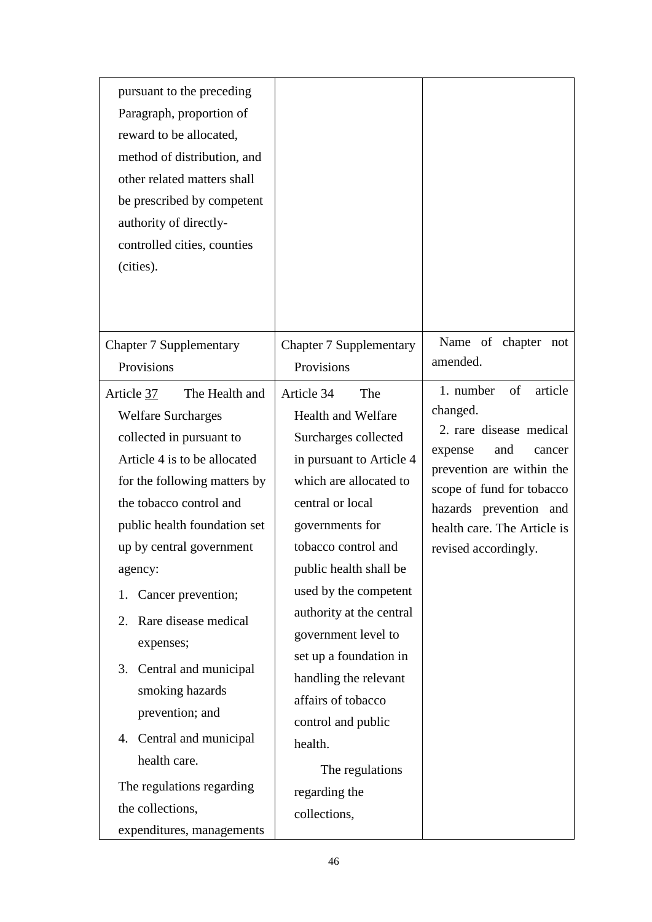| | | |
|---|---|---|
| pursuant to the preceding Paragraph, proportion of reward to be allocated, method of distribution, and other related matters shall be prescribed by competent authority of directly-controlled cities, counties (cities). | | |
| Chapter 7 Supplementary Provisions | Chapter 7 Supplementary Provisions | Name of chapter not amended. |
| Article <u>37</u> The Health and Welfare Surcharges collected in pursuant to Article 4 is to be allocated for the following matters by the tobacco control and public health foundation set up by central government agency:<br>1. Cancer prevention;<br>2. Rare disease medical expenses;<br>3. Central and municipal smoking hazards prevention; and<br>4. Central and municipal health care.<br>The regulations regarding the collections, expenditures, managements | Article 34 The Health and Welfare Surcharges collected in pursuant to Article 4 which are allocated to central or local governments for tobacco control and public health shall be used by the competent authority at the central government level to set up a foundation in handling the relevant affairs of tobacco control and public health.<br>The regulations regarding the collections, | 1. number of article changed.<br>2. rare disease medical expense and cancer prevention are within the scope of fund for tobacco hazards prevention and health care. The Article is revised accordingly. |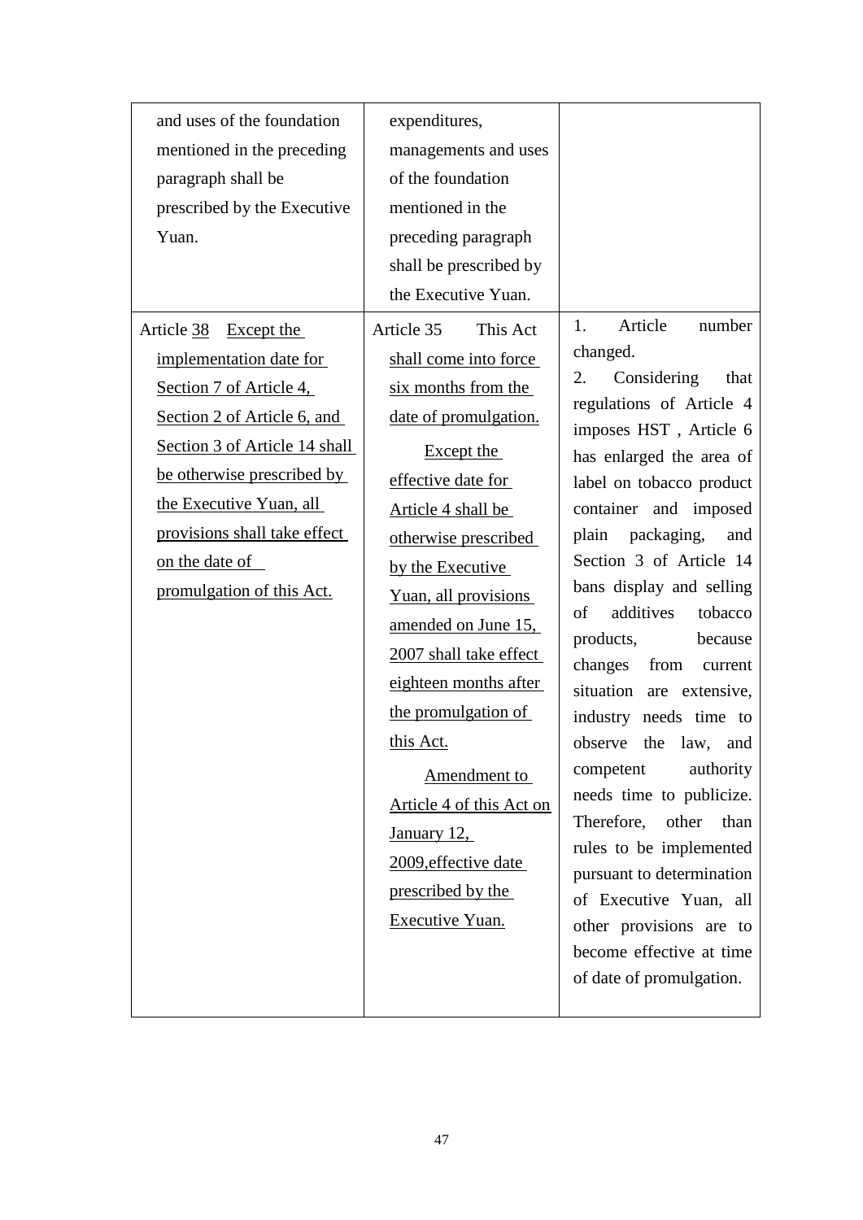| | | |
|---|---|---|
| and uses of the foundation mentioned in the preceding paragraph shall be prescribed by the Executive Yuan. | expenditures, managements and uses of the foundation mentioned in the preceding paragraph shall be prescribed by the Executive Yuan. | |
| Article 38 Except the implementation date for Section 7 of Article 4, Section 2 of Article 6, and Section 3 of Article 14 shall be otherwise prescribed by the Executive Yuan, all provisions shall take effect on the date of promulgation of this Act. | Article 35 This Act shall come into force six months from the date of promulgation.<br><br>Except the effective date for Article 4 shall be otherwise prescribed by the Executive Yuan, all provisions amended on June 15, 2007 shall take effect eighteen months after the promulgation of this Act.<br><br>Amendment to Article 4 of this Act on January 12, 2009,effective date prescribed by the Executive Yuan. | 1. Article number changed.<br>2. Considering that regulations of Article 4 imposes HST , Article 6 has enlarged the area of label on tobacco product container and imposed plain packaging, and Section 3 of Article 14 bans display and selling of additives tobacco products, because changes from current situation are extensive, industry needs time to observe the law, and competent authority needs time to publicize. Therefore, other than rules to be implemented pursuant to determination of Executive Yuan, all other provisions are to become effective at time of date of promulgation. |